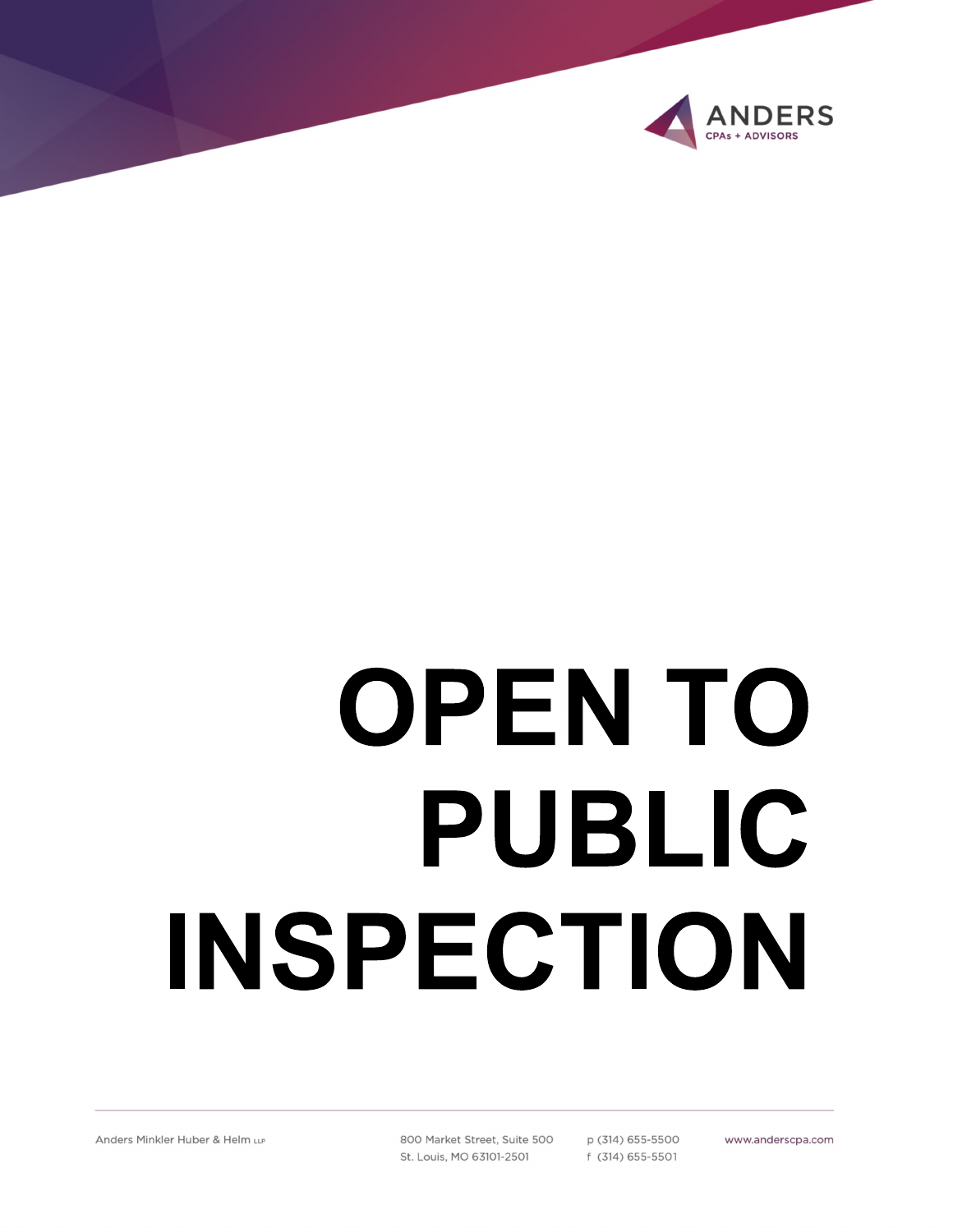# OPEN TO PUBLIC INSPECTION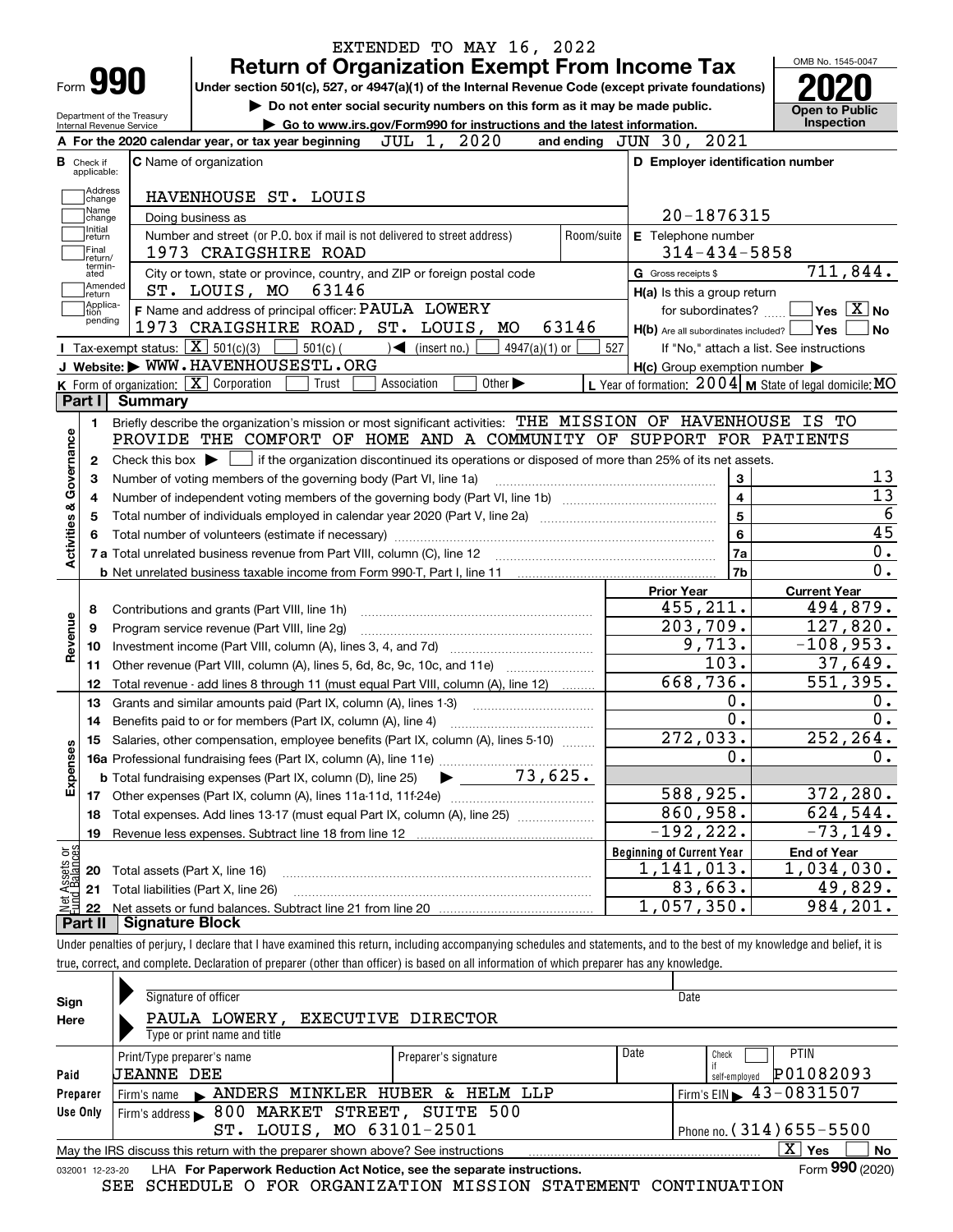EXTENDED TO MAY 16, 2022

# Form 990 — Return of Organization Exempt From Income Tax

Under section 501(c), 527, or 4947(a)(1) of the Internal Revenue Code (except private foundations)

▶ Do not enter social security numbers on this form as it may be made public.

▶ Go to www.irs.gov/Form990 for instructions and the latest information.

Department of the Treasury
Internal Revenue Service

OMB No. 1545-0047

**2020**

**Open to Public Inspection**

**A** For the 2020 calendar year, or tax year beginning JUL 1, 2020 and ending JUN 30, 2021

**B** Check if applicable: Address change, Name change, Initial return, Final return/terminated, Amended return, Application pending

**C** Name of organization: HAVENHOUSE ST. LOUIS

Doing business as

Number and street (or P.O. box if mail is not delivered to street address): 1973 CRAIGSHIRE ROAD Room/suite

City or town, state or province, country, and ZIP or foreign postal code: ST. LOUIS, MO 63146

**D** Employer identification number: 20-1876315

**E** Telephone number: 314-434-5858

**G** Gross receipts $ 711,844.

**F** Name and address of principal officer: PAULA LOWERY, 1973 CRAIGSHIRE ROAD, ST. LOUIS, MO 63146

**H(a)** Is this a group return for subordinates? Yes [ ] No [X]

**H(b)** Are all subordinates included? Yes [ ] No [ ]
If "No," attach a list. See instructions

**H(c)** Group exemption number ▶

**I** Tax-exempt status: [X] 501(c)(3) [ ] 501(c) ( ) ◀ (insert no.) [ ] 4947(a)(1) or [ ] 527

**J** Website: ▶ WWW.HAVENHOUSESTL.ORG

**K** Form of organization: [X] Corporation [ ] Trust [ ] Association [ ] Other ▶

**L** Year of formation: 2004 **M** State of legal domicile: MO

## Part I Summary

### Activities & Governance

1 Briefly describe the organization's mission or most significant activities: THE MISSION OF HAVENHOUSE IS TO PROVIDE THE COMFORT OF HOME AND A COMMUNITY OF SUPPORT FOR PATIENTS

2 Check this box ▶ [ ] if the organization discontinued its operations or disposed of more than 25% of its net assets.

| | | Line | Value |
|---|---|---|---|
| 3 | Number of voting members of the governing body (Part VI, line 1a) | 3 | 13 |
| 4 | Number of independent voting members of the governing body (Part VI, line 1b) | 4 | 13 |
| 5 | Total number of individuals employed in calendar year 2020 (Part V, line 2a) | 5 | 6 |
| 6 | Total number of volunteers (estimate if necessary) | 6 | 45 |
| 7a | Total unrelated business revenue from Part VIII, column (C), line 12 | 7a | 0. |
| b | Net unrelated business taxable income from Form 990-T, Part I, line 11 | 7b | 0. |

### Revenue / Expenses / Net Assets

| | | Prior Year | Current Year |
|---|---|---|---|
| 8 | Contributions and grants (Part VIII, line 1h) | 455,211. | 494,879. |
| 9 | Program service revenue (Part VIII, line 2g) | 203,709. | 127,820. |
| 10 | Investment income (Part VIII, column (A), lines 3, 4, and 7d) | 9,713. | -108,953. |
| 11 | Other revenue (Part VIII, column (A), lines 5, 6d, 8c, 9c, 10c, and 11e) | 103. | 37,649. |
| 12 | Total revenue - add lines 8 through 11 (must equal Part VIII, column (A), line 12) | 668,736. | 551,395. |
| 13 | Grants and similar amounts paid (Part IX, column (A), lines 1-3) | 0. | 0. |
| 14 | Benefits paid to or for members (Part IX, column (A), line 4) | 0. | 0. |
| 15 | Salaries, other compensation, employee benefits (Part IX, column (A), lines 5-10) | 272,033. | 252,264. |
| 16a | Professional fundraising fees (Part IX, column (A), line 11e) | 0. | 0. |
| b | Total fundraising expenses (Part IX, column (D), line 25) ▶ 73,625. | | |
| 17 | Other expenses (Part IX, column (A), lines 11a-11d, 11f-24e) | 588,925. | 372,280. |
| 18 | Total expenses. Add lines 13-17 (must equal Part IX, column (A), line 25) | 860,958. | 624,544. |
| 19 | Revenue less expenses. Subtract line 18 from line 12 | -192,222. | -73,149. |

| | | Beginning of Current Year | End of Year |
|---|---|---|---|
| 20 | Total assets (Part X, line 16) | 1,141,013. | 1,034,030. |
| 21 | Total liabilities (Part X, line 26) | 83,663. | 49,829. |
| 22 | Net assets or fund balances. Subtract line 21 from line 20 | 1,057,350. | 984,201. |

## Part II Signature Block

Under penalties of perjury, I declare that I have examined this return, including accompanying schedules and statements, and to the best of my knowledge and belief, it is true, correct, and complete. Declaration of preparer (other than officer) is based on all information of which preparer has any knowledge.

**Sign Here**

Signature of officer — Date

PAULA LOWERY, EXECUTIVE DIRECTOR
Type or print name and title

**Paid Preparer Use Only**

| Print/Type preparer's name | Preparer's signature | Date | Check if self-employed | PTIN |
|---|---|---|---|---|
| JEANNE DEE | | | [ ] | P01082093 |

Firm's name ▶ ANDERS MINKLER HUBER & HELM LLP — Firm's EIN ▶ 43-0831507

Firm's address ▶ 800 MARKET STREET, SUITE 500, ST. LOUIS, MO 63101-2501 — Phone no. (314)655-5500

May the IRS discuss this return with the preparer shown above? See instructions [X] Yes [ ] No

032001 12-23-20 LHA For Paperwork Reduction Act Notice, see the separate instructions. Form 990 (2020)

SEE SCHEDULE O FOR ORGANIZATION MISSION STATEMENT CONTINUATION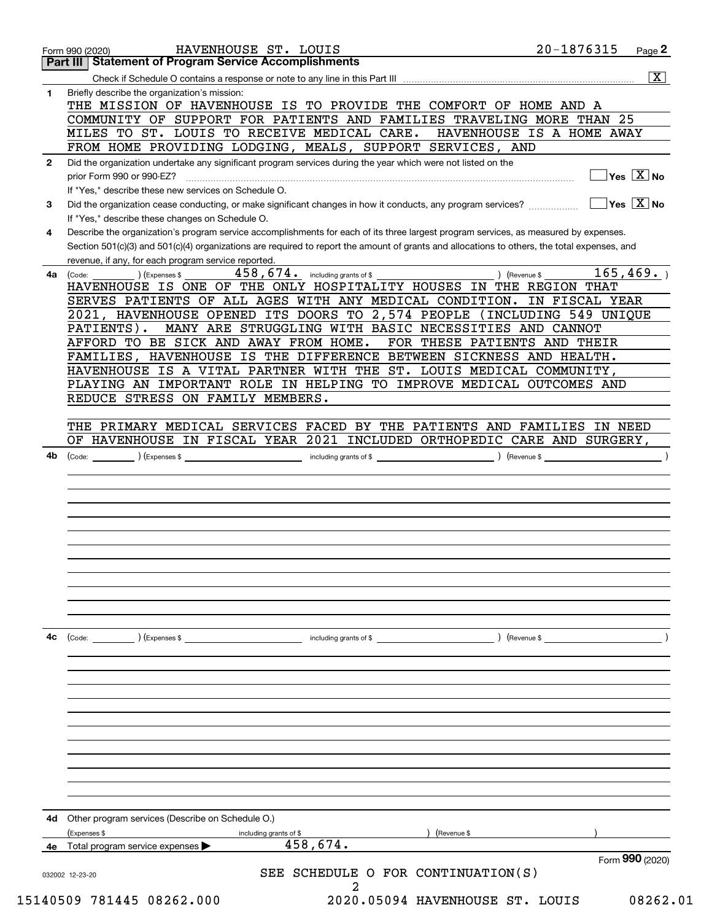Form 990 (2020) HAVENHOUSE ST. LOUIS 20-1876315 Page 2

## Part III Statement of Program Service Accomplishments

Check if Schedule O contains a response or note to any line in this Part III .......... [X]

**1** Briefly describe the organization's mission:

THE MISSION OF HAVENHOUSE IS TO PROVIDE THE COMFORT OF HOME AND A COMMUNITY OF SUPPORT FOR PATIENTS AND FAMILIES TRAVELING MORE THAN 25 MILES TO ST. LOUIS TO RECEIVE MEDICAL CARE. HAVENHOUSE IS A HOME AWAY FROM HOME PROVIDING LODGING, MEALS, SUPPORT SERVICES, AND

**2** Did the organization undertake any significant program services during the year which were not listed on the prior Form 990 or 990-EZ? .......... [ ] Yes [X] No

If "Yes," describe these new services on Schedule O.

**3** Did the organization cease conducting, or make significant changes in how it conducts, any program services? .......... [ ] Yes [X] No

If "Yes," describe these changes on Schedule O.

**4** Describe the organization's program service accomplishments for each of its three largest program services, as measured by expenses. Section 501(c)(3) and 501(c)(4) organizations are required to report the amount of grants and allocations to others, the total expenses, and revenue, if any, for each program service reported.

**4a** (Code: ) (Expenses $ 458,674. including grants of $ ) (Revenue $ 165,469. )

HAVENHOUSE IS ONE OF THE ONLY HOSPITALITY HOUSES IN THE REGION THAT SERVES PATIENTS OF ALL AGES WITH ANY MEDICAL CONDITION. IN FISCAL YEAR 2021, HAVENHOUSE OPENED ITS DOORS TO 2,574 PEOPLE (INCLUDING 549 UNIQUE PATIENTS). MANY ARE STRUGGLING WITH BASIC NECESSITIES AND CANNOT AFFORD TO BE SICK AND AWAY FROM HOME. FOR THESE PATIENTS AND THEIR FAMILIES, HAVENHOUSE IS THE DIFFERENCE BETWEEN SICKNESS AND HEALTH. HAVENHOUSE IS A VITAL PARTNER WITH THE ST. LOUIS MEDICAL COMMUNITY, PLAYING AN IMPORTANT ROLE IN HELPING TO IMPROVE MEDICAL OUTCOMES AND REDUCE STRESS ON FAMILY MEMBERS.

THE PRIMARY MEDICAL SERVICES FACED BY THE PATIENTS AND FAMILIES IN NEED OF HAVENHOUSE IN FISCAL YEAR 2021 INCLUDED ORTHOPEDIC CARE AND SURGERY,

**4b** (Code: ) (Expenses $ including grants of $ ) (Revenue $ )

**4c** (Code: ) (Expenses $ including grants of $ ) (Revenue $ )

**4d** Other program services (Describe on Schedule O.)

(Expenses $ including grants of $ ) (Revenue $ )

**4e** Total program services expenses ▶ 458,674.

Form **990** (2020)

032002 12-23-20

SEE SCHEDULE O FOR CONTINUATION(S)

15140509 781445 08262.000 2020.05094 HAVENHOUSE ST. LOUIS 08262.01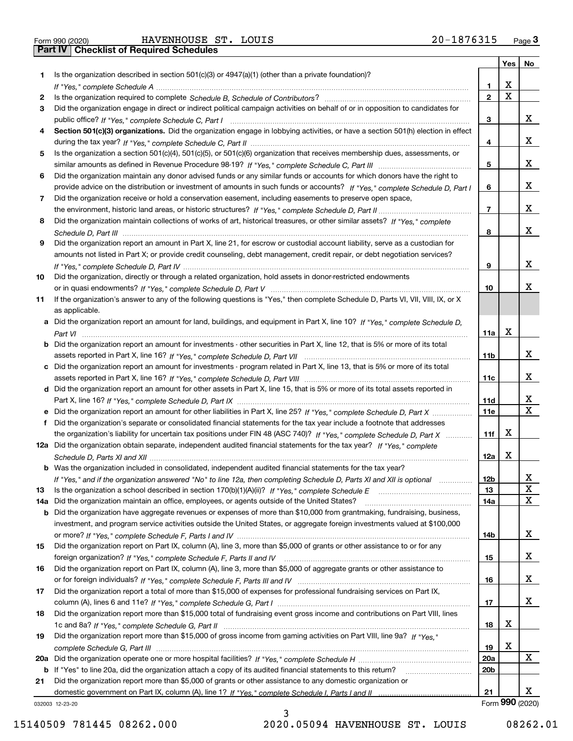Form 990 (2020) HAVENHOUSE ST. LOUIS 20-1876315 Page 3

## Part IV Checklist of Required Schedules

| | | | Yes | No |
|---|---|---|---|---|
| 1 | Is the organization described in section 501(c)(3) or 4947(a)(1) (other than a private foundation)? *If "Yes," complete Schedule A* | 1 | X | |
| 2 | Is the organization required to complete *Schedule B, Schedule of Contributors*? | 2 | X | |
| 3 | Did the organization engage in direct or indirect political campaign activities on behalf of or in opposition to candidates for public office? *If "Yes," complete Schedule C, Part I* | 3 | | X |
| 4 | **Section 501(c)(3) organizations.** Did the organization engage in lobbying activities, or have a section 501(h) election in effect during the tax year? *If "Yes," complete Schedule C, Part II* | 4 | | X |
| 5 | Is the organization a section 501(c)(4), 501(c)(5), or 501(c)(6) organization that receives membership dues, assessments, or similar amounts as defined in Revenue Procedure 98-19? *If "Yes," complete Schedule C, Part III* | 5 | | X |
| 6 | Did the organization maintain any donor advised funds or any similar funds or accounts for which donors have the right to provide advice on the distribution or investment of amounts in such funds or accounts? *If "Yes," complete Schedule D, Part I* | 6 | | X |
| 7 | Did the organization receive or hold a conservation easement, including easements to preserve open space, the environment, historic land areas, or historic structures? *If "Yes," complete Schedule D, Part II* | 7 | | X |
| 8 | Did the organization maintain collections of works of art, historical treasures, or other similar assets? *If "Yes," complete Schedule D, Part III* | 8 | | X |
| 9 | Did the organization report an amount in Part X, line 21, for escrow or custodial account liability, serve as a custodian for amounts not listed in Part X; or provide credit counseling, debt management, credit repair, or debt negotiation services? *If "Yes," complete Schedule D, Part IV* | 9 | | X |
| 10 | Did the organization, directly or through a related organization, hold assets in donor-restricted endowments or in quasi endowments? *If "Yes," complete Schedule D, Part V* | 10 | | X |
| 11 | If the organization's answer to any of the following questions is "Yes," then complete Schedule D, Parts VI, VII, VIII, IX, or X as applicable. | | | |
| a | Did the organization report an amount for land, buildings, and equipment in Part X, line 10? *If "Yes," complete Schedule D, Part VI* | 11a | X | |
| b | Did the organization report an amount for investments - other securities in Part X, line 12, that is 5% or more of its total assets reported in Part X, line 16? *If "Yes," complete Schedule D, Part VII* | 11b | | X |
| c | Did the organization report an amount for investments - program related in Part X, line 13, that is 5% or more of its total assets reported in Part X, line 16? *If "Yes," complete Schedule D, Part VIII* | 11c | | X |
| d | Did the organization report an amount for other assets in Part X, line 15, that is 5% or more of its total assets reported in Part X, line 16? *If "Yes," complete Schedule D, Part IX* | 11d | | X |
| e | Did the organization report an amount for other liabilities in Part X, line 25? *If "Yes," complete Schedule D, Part X* | 11e | | X |
| f | Did the organization's separate or consolidated financial statements for the tax year include a footnote that addresses the organization's liability for uncertain tax positions under FIN 48 (ASC 740)? *If "Yes," complete Schedule D, Part X* | 11f | X | |
| 12a | Did the organization obtain separate, independent audited financial statements for the tax year? *If "Yes," complete Schedule D, Parts XI and XII* | 12a | X | |
| b | Was the organization included in consolidated, independent audited financial statements for the tax year? *If "Yes," and if the organization answered "No" to line 12a, then completing Schedule D, Parts XI and XII is optional* | 12b | | X |
| 13 | Is the organization a school described in section 170(b)(1)(A)(ii)? *If "Yes," complete Schedule E* | 13 | | X |
| 14a | Did the organization maintain an office, employees, or agents outside of the United States? | 14a | | X |
| b | Did the organization have aggregate revenues or expenses of more than $10,000 from grantmaking, fundraising, business, investment, and program service activities outside the United States, or aggregate foreign investments valued at $100,000 or more? *If "Yes," complete Schedule F, Parts I and IV* | 14b | | X |
| 15 | Did the organization report on Part IX, column (A), line 3, more than $5,000 of grants or other assistance to or for any foreign organization? *If "Yes," complete Schedule F, Parts II and IV* | 15 | | X |
| 16 | Did the organization report on Part IX, column (A), line 3, more than $5,000 of aggregate grants or other assistance to or for foreign individuals? *If "Yes," complete Schedule F, Parts III and IV* | 16 | | X |
| 17 | Did the organization report a total of more than $15,000 of expenses for professional fundraising services on Part IX, column (A), lines 6 and 11e? *If "Yes," complete Schedule G, Part I* | 17 | | X |
| 18 | Did the organization report more than $15,000 total of fundraising event gross income and contributions on Part VIII, lines 1c and 8a? *If "Yes," complete Schedule G, Part II* | 18 | X | |
| 19 | Did the organization report more than $15,000 of gross income from gaming activities on Part VIII, line 9a? *If "Yes," complete Schedule G, Part III* | 19 | X | |
| 20a | Did the organization operate one or more hospital facilities? *If "Yes," complete Schedule H* | 20a | | X |
| b | If "Yes" to line 20a, did the organization attach a copy of its audited financial statements to this return? | 20b | | |
| 21 | Did the organization report more than $5,000 of grants or other assistance to any domestic organization or domestic government on Part IX, column (A), line 1? *If "Yes," complete Schedule I, Parts I and II* | 21 | | X |

032003 12-23-20 Form **990** (2020)

15140509 781445 08262.000 2020.05094 HAVENHOUSE ST. LOUIS 08262.01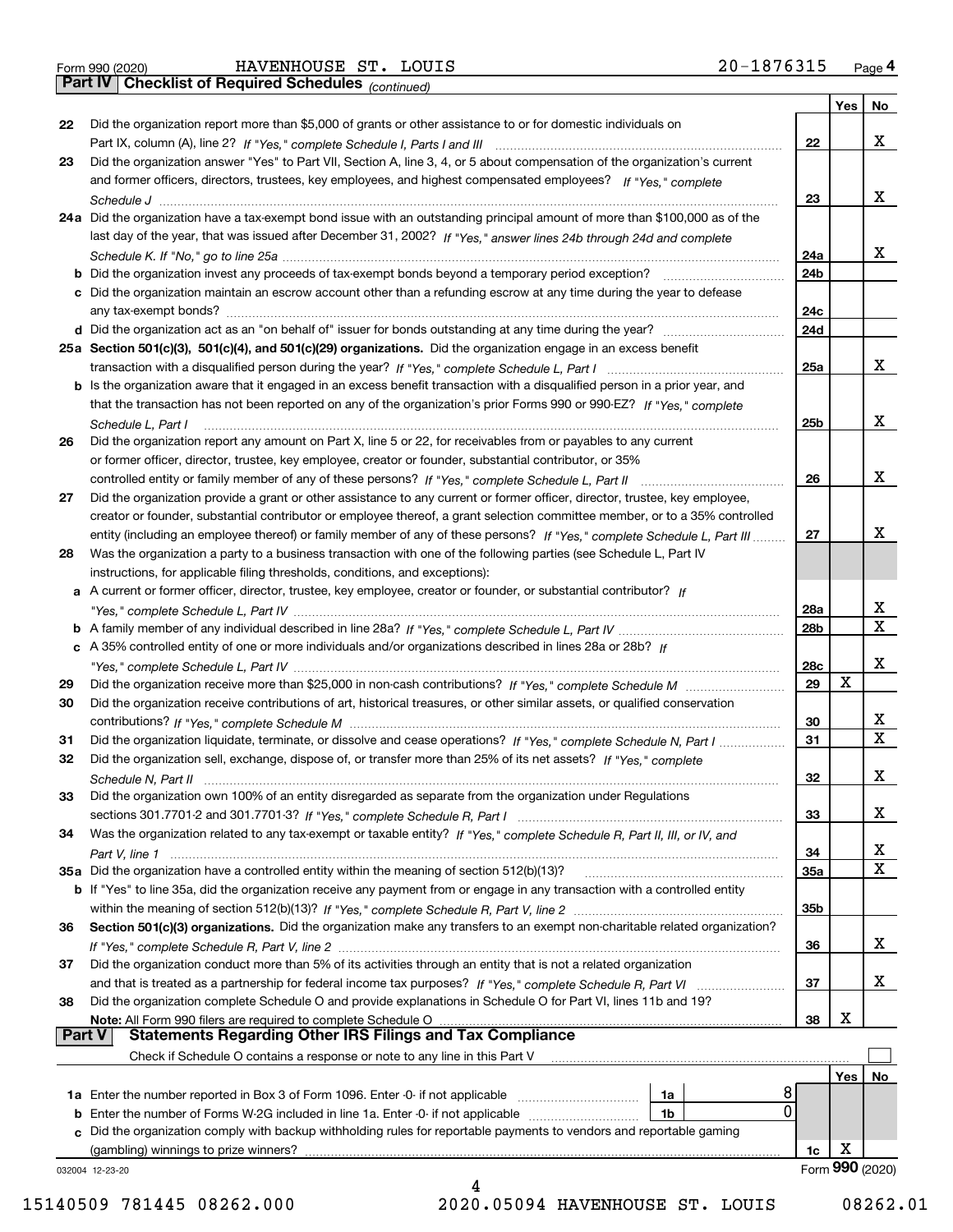Form 990 (2020) HAVENHOUSE ST. LOUIS 20-1876315

**Part IV | Checklist of Required Schedules** *(continued)*

| | | | Yes | No |
|---|---|---|---|---|
| **22** | Did the organization report more than $5,000 of grants or other assistance to or for domestic individuals on Part IX, column (A), line 2? *If "Yes," complete Schedule I, Parts I and III* | **22** | | X |
| **23** | Did the organization answer "Yes" to Part VII, Section A, line 3, 4, or 5 about compensation of the organization's current and former officers, directors, trustees, key employees, and highest compensated employees? *If "Yes," complete Schedule J* | **23** | | X |
| **24a** | Did the organization have a tax-exempt bond issue with an outstanding principal amount of more than $100,000 as of the last day of the year, that was issued after December 31, 2002? *If "Yes," answer lines 24b through 24d and complete Schedule K. If "No," go to line 25a* | **24a** | | X |
| **b** | Did the organization invest any proceeds of tax-exempt bonds beyond a temporary period exception? | **24b** | | |
| **c** | Did the organization maintain an escrow account other than a refunding escrow at any time during the year to defease any tax-exempt bonds? | **24c** | | |
| **d** | Did the organization act as an "on behalf of" issuer for bonds outstanding at any time during the year? | **24d** | | |
| **25a** | **Section 501(c)(3), 501(c)(4), and 501(c)(29) organizations.** Did the organization engage in an excess benefit transaction with a disqualified person during the year? *If "Yes," complete Schedule L, Part I* | **25a** | | X |
| **b** | Is the organization aware that it engaged in an excess benefit transaction with a disqualified person in a prior year, and that the transaction has not been reported on any of the organization's prior Forms 990 or 990-EZ? *If "Yes," complete Schedule L, Part I* | **25b** | | X |
| **26** | Did the organization report any amount on Part X, line 5 or 22, for receivables from or payables to any current or former officer, director, trustee, key employee, creator or founder, substantial contributor, or 35% controlled entity or family member of any of these persons? *If "Yes," complete Schedule L, Part II* | **26** | | X |
| **27** | Did the organization provide a grant or other assistance to any current or former officer, director, trustee, key employee, creator or founder, substantial contributor or employee thereof, a grant selection committee member, or to a 35% controlled entity (including an employee thereof) or family member of any of these persons? *If "Yes," complete Schedule L, Part III* | **27** | | X |
| **28** | Was the organization a party to a business transaction with one of the following parties (see Schedule L, Part IV instructions, for applicable filing thresholds, conditions, and exceptions): | | | |
| **a** | A current or former officer, director, trustee, key employee, creator or founder, or substantial contributor? *If "Yes," complete Schedule L, Part IV* | **28a** | | X |
| **b** | A family member of any individual described in line 28a? *If "Yes," complete Schedule L, Part IV* | **28b** | | X |
| **c** | A 35% controlled entity of one or more individuals and/or organizations described in lines 28a or 28b? *If "Yes," complete Schedule L, Part IV* | **28c** | | X |
| **29** | Did the organization receive more than $25,000 in non-cash contributions? *If "Yes," complete Schedule M* | **29** | X | |
| **30** | Did the organization receive contributions of art, historical treasures, or other similar assets, or qualified conservation contributions? *If "Yes," complete Schedule M* | **30** | | X |
| **31** | Did the organization liquidate, terminate, or dissolve and cease operations? *If "Yes," complete Schedule N, Part I* | **31** | | X |
| **32** | Did the organization sell, exchange, dispose of, or transfer more than 25% of its net assets? *If "Yes," complete Schedule N, Part II* | **32** | | X |
| **33** | Did the organization own 100% of an entity disregarded as separate from the organization under Regulations sections 301.7701-2 and 301.7701-3? *If "Yes," complete Schedule R, Part I* | **33** | | X |
| **34** | Was the organization related to any tax-exempt or taxable entity? *If "Yes," complete Schedule R, Part II, III, or IV, and Part V, line 1* | **34** | | X |
| **35a** | Did the organization have a controlled entity within the meaning of section 512(b)(13)? | **35a** | | X |
| **b** | If "Yes" to line 35a, did the organization receive any payment from or engage in any transaction with a controlled entity within the meaning of section 512(b)(13)? *If "Yes," complete Schedule R, Part V, line 2* | **35b** | | |
| **36** | **Section 501(c)(3) organizations.** Did the organization make any transfers to an exempt non-charitable related organization? *If "Yes," complete Schedule R, Part V, line 2* | **36** | | X |
| **37** | Did the organization conduct more than 5% of its activities through an entity that is not a related organization and that is treated as a partnership for federal income tax purposes? *If "Yes," complete Schedule R, Part VI* | **37** | | X |
| **38** | Did the organization complete Schedule O and provide explanations in Schedule O for Part VI, lines 11b and 19? **Note:** All Form 990 filers are required to complete Schedule O | **38** | X | |

**Part V | Statements Regarding Other IRS Filings and Tax Compliance**

Check if Schedule O contains a response or note to any line in this Part V ☐

| | | | | | Yes | No |
|---|---|---|---|---|---|---|
| **1a** | Enter the number reported in Box 3 of Form 1096. Enter -0- if not applicable | **1a** | 8 | | | |
| **b** | Enter the number of Forms W-2G included in line 1a. Enter -0- if not applicable | **1b** | 0 | | | |
| **c** | Did the organization comply with backup withholding rules for reportable payments to vendors and reportable gaming (gambling) winnings to prize winners? | | | **1c** | X | |

032004 12-23-20 Form **990** (2020)

15140509 781445 08262.000 2020.05094 HAVENHOUSE ST. LOUIS 08262.01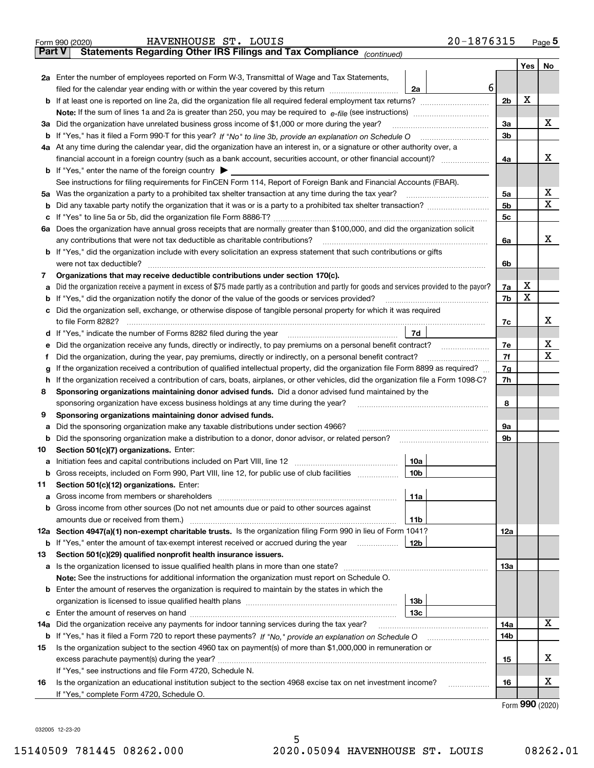Form 990 (2020) HAVENHOUSE ST. LOUIS 20-1876315 Page 5

## Part V Statements Regarding Other IRS Filings and Tax Compliance *(continued)*

| | | | | Yes | No |
|---|---|---|---|---|---|
| **2a** | Enter the number of employees reported on Form W-3, Transmittal of Wage and Tax Statements, filed for the calendar year ending with or within the year covered by this return | 2a | 6 | | |
| **b** | If at least one is reported on line 2a, did the organization file all required federal employment tax returns? | | 2b | X | |
| | **Note:** If the sum of lines 1a and 2a is greater than 250, you may be required to *e-file* (see instructions) | | | | |
| **3a** | Did the organization have unrelated business gross income of $1,000 or more during the year? | | 3a | | X |
| **b** | If "Yes," has it filed a Form 990-T for this year? *If "No" to line 3b, provide an explanation on Schedule O* | | 3b | | |
| **4a** | At any time during the calendar year, did the organization have an interest in, or a signature or other authority over, a financial account in a foreign country (such as a bank account, securities account, or other financial account)? | | 4a | | X |
| **b** | If "Yes," enter the name of the foreign country ▶ | | | | |
| | See instructions for filing requirements for FinCEN Form 114, Report of Foreign Bank and Financial Accounts (FBAR). | | | | |
| **5a** | Was the organization a party to a prohibited tax shelter transaction at any time during the tax year? | | 5a | | X |
| **b** | Did any taxable party notify the organization that it was or is a party to a prohibited tax shelter transaction? | | 5b | | X |
| **c** | If "Yes" to line 5a or 5b, did the organization file Form 8886-T? | | 5c | | |
| **6a** | Does the organization have annual gross receipts that are normally greater than $100,000, and did the organization solicit any contributions that were not tax deductible as charitable contributions? | | 6a | | X |
| **b** | If "Yes," did the organization include with every solicitation an express statement that such contributions or gifts were not tax deductible? | | 6b | | |
| **7** | **Organizations that may receive deductible contributions under section 170(c).** | | | | |
| **a** | Did the organization receive a payment in excess of $75 made partly as a contribution and partly for goods and services provided to the payor? | | 7a | X | |
| **b** | If "Yes," did the organization notify the donor of the value of the goods or services provided? | | 7b | X | |
| **c** | Did the organization sell, exchange, or otherwise dispose of tangible personal property for which it was required to file Form 8282? | | 7c | | X |
| **d** | If "Yes," indicate the number of Forms 8282 filed during the year | 7d | | | |
| **e** | Did the organization receive any funds, directly or indirectly, to pay premiums on a personal benefit contract? | | 7e | | X |
| **f** | Did the organization, during the year, pay premiums, directly or indirectly, on a personal benefit contract? | | 7f | | X |
| **g** | If the organization received a contribution of qualified intellectual property, did the organization file Form 8899 as required? | | 7g | | |
| **h** | If the organization received a contribution of cars, boats, airplanes, or other vehicles, did the organization file a Form 1098-C? | | 7h | | |
| **8** | **Sponsoring organizations maintaining donor advised funds.** Did a donor advised fund maintained by the sponsoring organization have excess business holdings at any time during the year? | | 8 | | |
| **9** | **Sponsoring organizations maintaining donor advised funds.** | | | | |
| **a** | Did the sponsoring organization make any taxable distributions under section 4966? | | 9a | | |
| **b** | Did the sponsoring organization make a distribution to a donor, donor advisor, or related person? | | 9b | | |
| **10** | **Section 501(c)(7) organizations.** Enter: | | | | |
| **a** | Initiation fees and capital contributions included on Part VIII, line 12 | 10a | | | |
| **b** | Gross receipts, included on Form 990, Part VIII, line 12, for public use of club facilities | 10b | | | |
| **11** | **Section 501(c)(12) organizations.** Enter: | | | | |
| **a** | Gross income from members or shareholders | 11a | | | |
| **b** | Gross income from other sources (Do not net amounts due or paid to other sources against amounts due or received from them.) | 11b | | | |
| **12a** | **Section 4947(a)(1) non-exempt charitable trusts.** Is the organization filing Form 990 in lieu of Form 1041? | | 12a | | |
| **b** | If "Yes," enter the amount of tax-exempt interest received or accrued during the year | 12b | | | |
| **13** | **Section 501(c)(29) qualified nonprofit health insurance issuers.** | | | | |
| **a** | Is the organization licensed to issue qualified health plans in more than one state? | | 13a | | |
| | **Note:** See the instructions for additional information the organization must report on Schedule O. | | | | |
| **b** | Enter the amount of reserves the organization is required to maintain by the states in which the organization is licensed to issue qualified health plans | 13b | | | |
| **c** | Enter the amount of reserves on hand | 13c | | | |
| **14a** | Did the organization receive any payments for indoor tanning services during the tax year? | | 14a | | X |
| **b** | If "Yes," has it filed a Form 720 to report these payments? *If "No," provide an explanation on Schedule O* | | 14b | | |
| **15** | Is the organization subject to the section 4960 tax on payment(s) of more than $1,000,000 in remuneration or excess parachute payment(s) during the year? | | 15 | | X |
| | If "Yes," see instructions and file Form 4720, Schedule N. | | | | |
| **16** | Is the organization an educational institution subject to the section 4968 excise tax on net investment income? | | 16 | | X |
| | If "Yes," complete Form 4720, Schedule O. | | | | |

Form **990** (2020)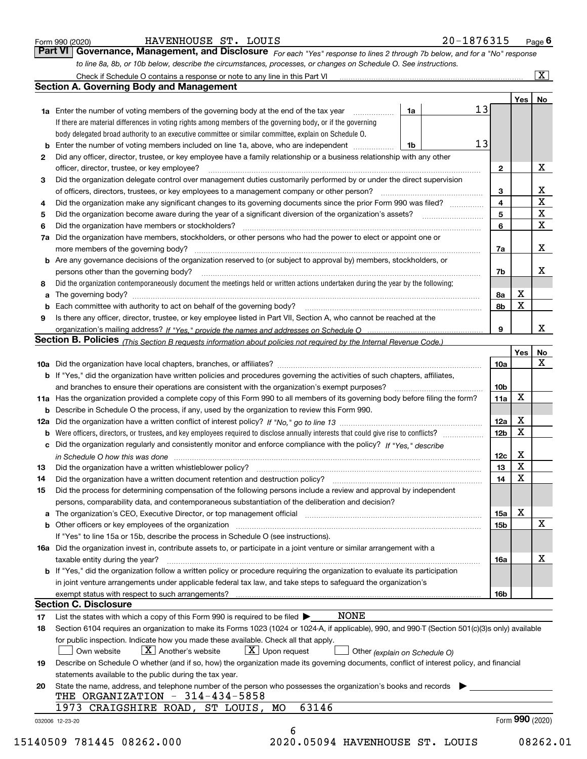Form 990 (2020) HAVENHOUSE ST. LOUIS 20-1876315 Page **6**

**Part VI Governance, Management, and Disclosure** *For each "Yes" response to lines 2 through 7b below, and for a "No" response to line 8a, 8b, or 10b below, describe the circumstances, processes, or changes on Schedule O. See instructions.*

Check if Schedule O contains a response or note to any line in this Part VI [X]

## Section A. Governing Body and Management

| | | | | Yes | No |
|---|---|---|---|---|---|
| **1a** | Enter the number of voting members of the governing body at the end of the tax year | 1a | 13 | | |
| | If there are material differences in voting rights among members of the governing body, or if the governing body delegated broad authority to an executive committee or similar committee, explain on Schedule O. | | | | |
| **b** | Enter the number of voting members included on line 1a, above, who are independent | 1b | 13 | | |
| **2** | Did any officer, director, trustee, or key employee have a family relationship or a business relationship with any other officer, director, trustee, or key employee? | 2 | | | X |
| **3** | Did the organization delegate control over management duties customarily performed by or under the direct supervision of officers, directors, trustees, or key employees to a management company or other person? | 3 | | | X |
| **4** | Did the organization make any significant changes to its governing documents since the prior Form 990 was filed? | 4 | | | X |
| **5** | Did the organization become aware during the year of a significant diversion of the organization's assets? | 5 | | | X |
| **6** | Did the organization have members or stockholders? | 6 | | | X |
| **7a** | Did the organization have members, stockholders, or other persons who had the power to elect or appoint one or more members of the governing body? | 7a | | | X |
| **b** | Are any governance decisions of the organization reserved to (or subject to approval by) members, stockholders, or persons other than the governing body? | 7b | | | X |
| **8** | Did the organization contemporaneously document the meetings held or written actions undertaken during the year by the following: | | | | |
| **a** | The governing body? | 8a | | X | |
| **b** | Each committee with authority to act on behalf of the governing body? | 8b | | X | |
| **9** | Is there any officer, director, trustee, or key employee listed in Part VII, Section A, who cannot be reached at the organization's mailing address? *If "Yes," provide the names and addresses on Schedule O* | 9 | | | X |

## Section B. Policies *(This Section B requests information about policies not required by the Internal Revenue Code.)*

| | | | Yes | No |
|---|---|---|---|---|
| **10a** | Did the organization have local chapters, branches, or affiliates? | 10a | | X |
| **b** | If "Yes," did the organization have written policies and procedures governing the activities of such chapters, affiliates, and branches to ensure their operations are consistent with the organization's exempt purposes? | 10b | | |
| **11a** | Has the organization provided a complete copy of this Form 990 to all members of its governing body before filing the form? | 11a | X | |
| **b** | Describe in Schedule O the process, if any, used by the organization to review this Form 990. | | | |
| **12a** | Did the organization have a written conflict of interest policy? *If "No," go to line 13* | 12a | X | |
| **b** | Were officers, directors, or trustees, and key employees required to disclose annually interests that could give rise to conflicts? | 12b | X | |
| **c** | Did the organization regularly and consistently monitor and enforce compliance with the policy? *If "Yes," describe in Schedule O how this was done* | 12c | X | |
| **13** | Did the organization have a written whistleblower policy? | 13 | X | |
| **14** | Did the organization have a written document retention and destruction policy? | 14 | X | |
| **15** | Did the process for determining compensation of the following persons include a review and approval by independent persons, comparability data, and contemporaneous substantiation of the deliberation and decision? | | | |
| **a** | The organization's CEO, Executive Director, or top management official | 15a | X | |
| **b** | Other officers or key employees of the organization | 15b | | X |
| | If "Yes" to line 15a or 15b, describe the process in Schedule O (see instructions). | | | |
| **16a** | Did the organization invest in, contribute assets to, or participate in a joint venture or similar arrangement with a taxable entity during the year? | 16a | | X |
| **b** | If "Yes," did the organization follow a written policy or procedure requiring the organization to evaluate its participation in joint venture arrangements under applicable federal tax law, and take steps to safeguard the organization's exempt status with respect to such arrangements? | 16b | | |

## Section C. Disclosure

**17** List the states with which a copy of this Form 990 is required to be filed ▶ NONE

**18** Section 6104 requires an organization to make its Forms 1023 (1024 or 1024-A, if applicable), 990, and 990-T (Section 501(c)(3)s only) available for public inspection. Indicate how you made these available. Check all that apply.

[ ] Own website [X] Another's website [X] Upon request [ ] Other *(explain on Schedule O)*

**19** Describe on Schedule O whether (and if so, how) the organization made its governing documents, conflict of interest policy, and financial statements available to the public during the tax year.

**20** State the name, address, and telephone number of the person who possesses the organization's books and records ▶

THE ORGANIZATION - 314-434-5858
1973 CRAIGSHIRE ROAD, ST LOUIS, MO 63146

032006 12-23-20 Form **990** (2020)

15140509 781445 08262.000 2020.05094 HAVENHOUSE ST. LOUIS 08262.01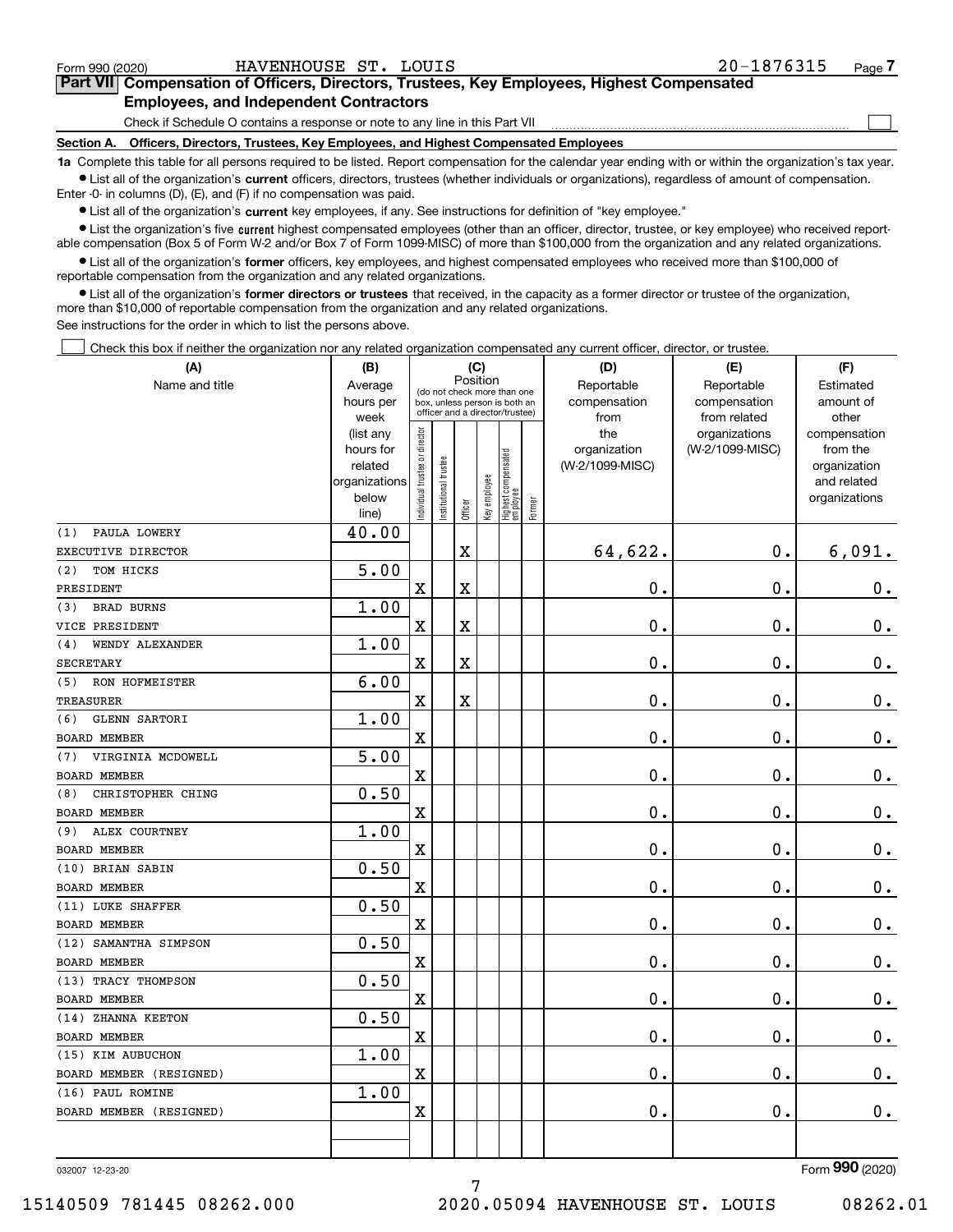Form 990 (2020) HAVENHOUSE ST. LOUIS 20-1876315

## Part VII Compensation of Officers, Directors, Trustees, Key Employees, Highest Compensated Employees, and Independent Contractors

Check if Schedule O contains a response or note to any line in this Part VII ☐

### Section A. Officers, Directors, Trustees, Key Employees, and Highest Compensated Employees

**1a** Complete this table for all persons required to be listed. Report compensation for the calendar year ending with or within the organization's tax year.

- List all of the organization's **current** officers, directors, trustees (whether individuals or organizations), regardless of amount of compensation. Enter -0- in columns (D), (E), and (F) if no compensation was paid.
- List all of the organization's **current** key employees, if any. See instructions for definition of "key employee."
- List the organization's five **current** highest compensated employees (other than an officer, director, trustee, or key employee) who received reportable compensation (Box 5 of Form W-2 and/or Box 7 of Form 1099-MISC) of more than $100,000 from the organization and any related organizations.
- List all of the organization's **former** officers, key employees, and highest compensated employees who received more than $100,000 of reportable compensation from the organization and any related organizations.
- List all of the organization's **former directors or trustees** that received, in the capacity as a former director or trustee of the organization, more than $10,000 of reportable compensation from the organization and any related organizations.

See instructions for the order in which to list the persons above.

☐ Check this box if neither the organization nor any related organization compensated any current officer, director, or trustee.

| (A) Name and title | (B) Average hours per week (list any hours for related organizations below line) | (C) Position: Individual trustee or director | Institutional trustee | Officer | Key employee | Highest compensated employee | Former | (D) Reportable compensation from the organization (W-2/1099-MISC) | (E) Reportable compensation from related organizations (W-2/1099-MISC) | (F) Estimated amount of other compensation from the organization and related organizations |
|---|---|---|---|---|---|---|---|---|---|---|
| (1) PAULA LOWERY<br>EXECUTIVE DIRECTOR | 40.00 | | | X | | | | 64,622. | 0. | 6,091. |
| (2) TOM HICKS<br>PRESIDENT | 5.00 | X | | X | | | | 0. | 0. | 0. |
| (3) BRAD BURNS<br>VICE PRESIDENT | 1.00 | X | | X | | | | 0. | 0. | 0. |
| (4) WENDY ALEXANDER<br>SECRETARY | 1.00 | X | | X | | | | 0. | 0. | 0. |
| (5) RON HOFMEISTER<br>TREASURER | 6.00 | X | | X | | | | 0. | 0. | 0. |
| (6) GLENN SARTORI<br>BOARD MEMBER | 1.00 | X | | | | | | 0. | 0. | 0. |
| (7) VIRGINIA MCDOWELL<br>BOARD MEMBER | 5.00 | X | | | | | | 0. | 0. | 0. |
| (8) CHRISTOPHER CHING<br>BOARD MEMBER | 0.50 | X | | | | | | 0. | 0. | 0. |
| (9) ALEX COURTNEY<br>BOARD MEMBER | 1.00 | X | | | | | | 0. | 0. | 0. |
| (10) BRIAN SABIN<br>BOARD MEMBER | 0.50 | X | | | | | | 0. | 0. | 0. |
| (11) LUKE SHAFFER<br>BOARD MEMBER | 0.50 | X | | | | | | 0. | 0. | 0. |
| (12) SAMANTHA SIMPSON<br>BOARD MEMBER | 0.50 | X | | | | | | 0. | 0. | 0. |
| (13) TRACY THOMPSON<br>BOARD MEMBER | 0.50 | X | | | | | | 0. | 0. | 0. |
| (14) ZHANNA KEETON<br>BOARD MEMBER | 0.50 | X | | | | | | 0. | 0. | 0. |
| (15) KIM AUBUCHON<br>BOARD MEMBER (RESIGNED) | 1.00 | X | | | | | | 0. | 0. | 0. |
| (16) PAUL ROMINE<br>BOARD MEMBER (RESIGNED) | 1.00 | X | | | | | | 0. | 0. | 0. |

032007 12-23-20 Form 990 (2020)

15140509 781445 08262.000 2020.05094 HAVENHOUSE ST. LOUIS 08262.01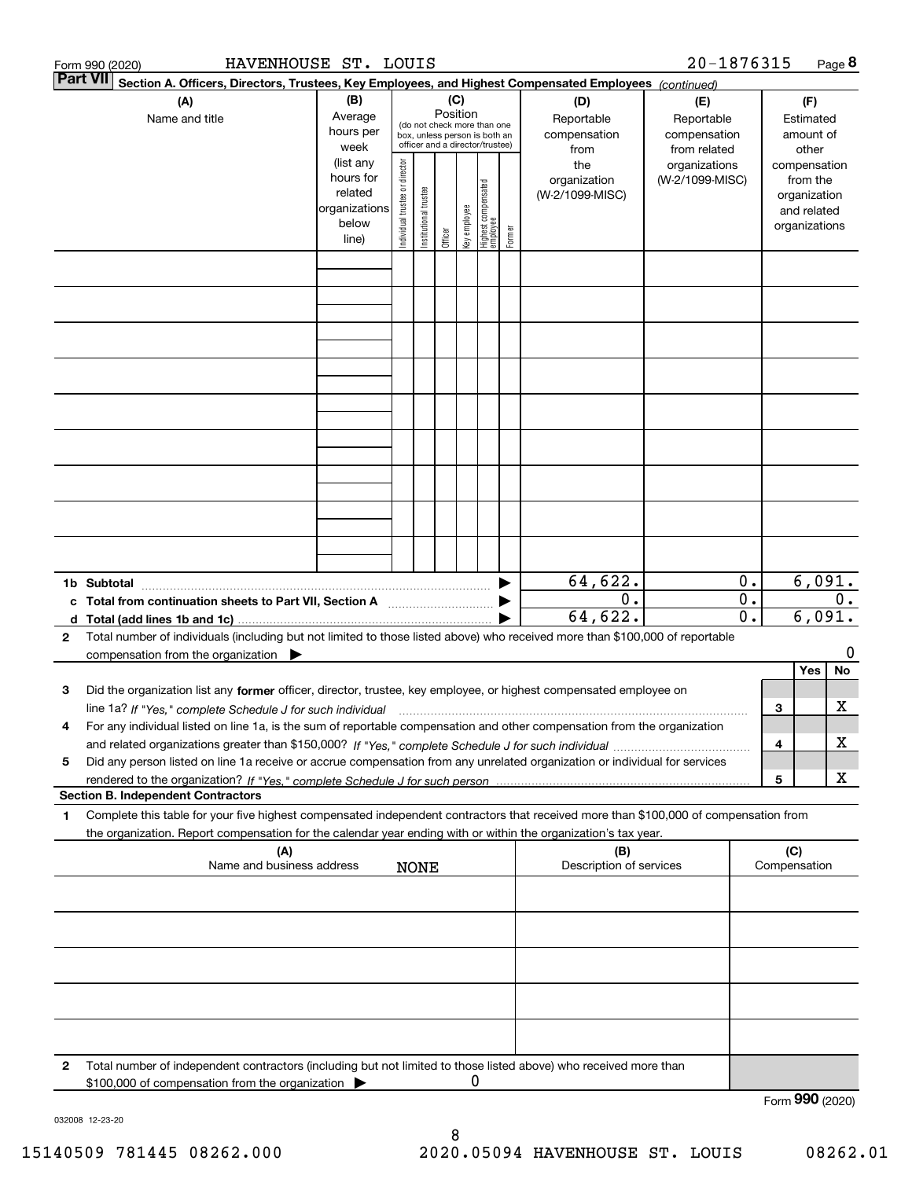Form 990 (2020) HAVENHOUSE ST. LOUIS 20-1876315 Page 8

**Part VII** **Section A. Officers, Directors, Trustees, Key Employees, and Highest Compensated Employees** *(continued)*

| (A) Name and title | (B) Average hours per week (list any hours for related organizations below line) | (C) Position (do not check more than one box, unless person is both an officer and a director/trustee) Individual trustee or director | Institutional trustee | Officer | Key employee | Highest compensated employee | Former | (D) Reportable compensation from the organization (W-2/1099-MISC) | (E) Reportable compensation from related organizations (W-2/1099-MISC) | (F) Estimated amount of other compensation from the organization and related organizations |
|---|---|---|---|---|---|---|---|---|---|---|
| | | | | | | | | | | |
| | | | | | | | | | | |
| | | | | | | | | | | |
| | | | | | | | | | | |
| | | | | | | | | | | |
| | | | | | | | | | | |
| | | | | | | | | | | |
| | | | | | | | | | | |
| | | | | | | | | | | |
| **1b Subtotal** | | | | | | | | 64,622. | 0. | 6,091. |
| **c Total from continuation sheets to Part VII, Section A** | | | | | | | | 0. | 0. | 0. |
| **d Total (add lines 1b and 1c)** | | | | | | | | 64,622. | 0. | 6,091. |

**2** Total number of individuals (including but not limited to those listed above) who received more than $100,000 of reportable compensation from the organization ▶ 0

| | | | Yes | No |
|---|---|---|---|---|
| **3** | Did the organization list any **former** officer, director, trustee, key employee, or highest compensated employee on line 1a? *If "Yes," complete Schedule J for such individual* | 3 | | X |
| **4** | For any individual listed on line 1a, is the sum of reportable compensation and other compensation from the organization and related organizations greater than $150,000? *If "Yes," complete Schedule J for such individual* | 4 | | X |
| **5** | Did any person listed on line 1a receive or accrue compensation from any unrelated organization or individual for services rendered to the organization? *If "Yes," complete Schedule J for such person* | 5 | | X |

**Section B. Independent Contractors**

**1** Complete this table for your five highest compensated independent contractors that received more than $100,000 of compensation from the organization. Report compensation for the calendar year ending with or within the organization's tax year.

| (A) Name and business address NONE | (B) Description of services | (C) Compensation |
|---|---|---|
| | | |
| | | |
| | | |
| | | |
| | | |

**2** Total number of independent contractors (including but not limited to those listed above) who received more than $100,000 of compensation from the organization ▶ 0

Form **990** (2020)

032008 12-23-20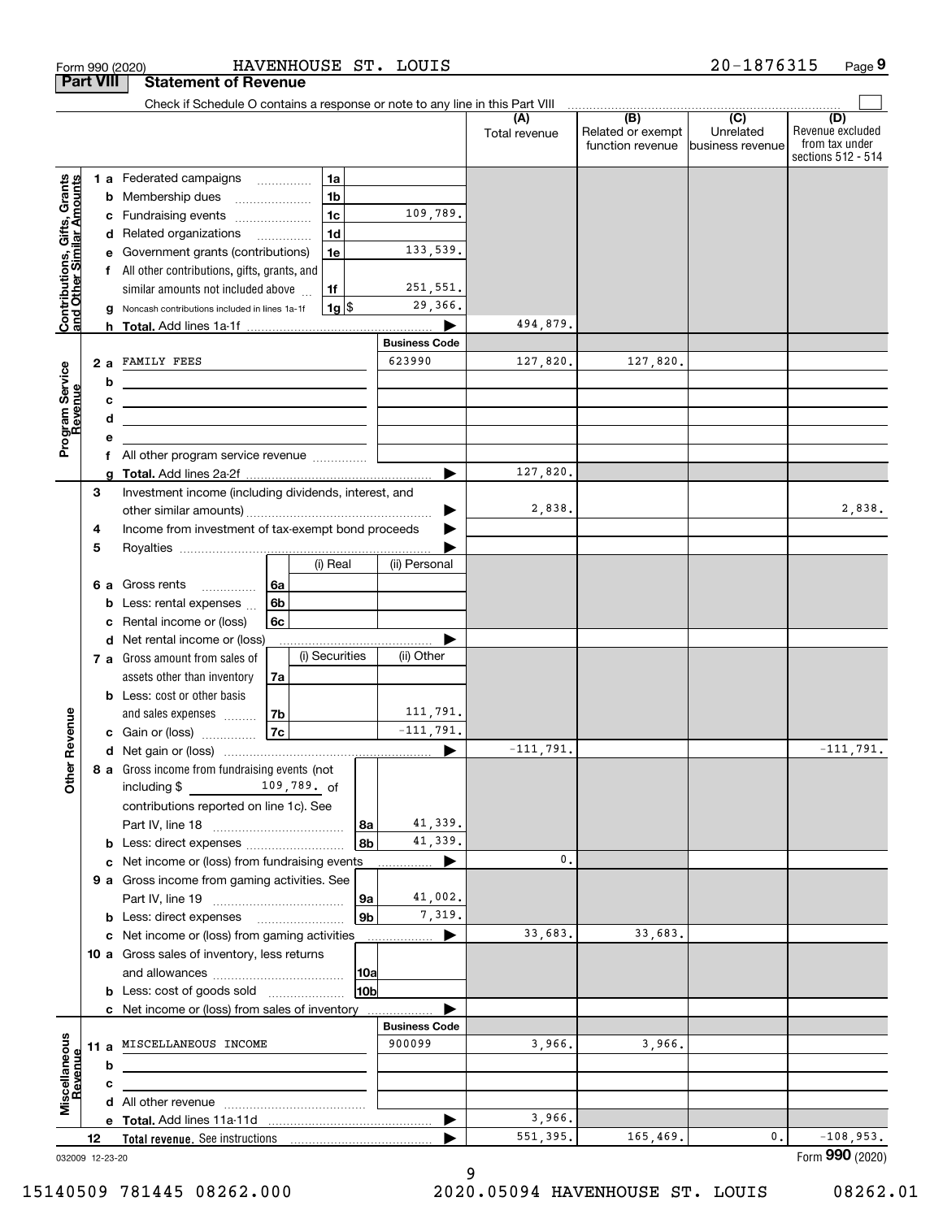Form 990 (2020) HAVENHOUSE ST. LOUIS 20-1876315

## Part VIII Statement of Revenue

Check if Schedule O contains a response or note to any line in this Part VIII

| | | | | (A) Total revenue | (B) Related or exempt function revenue | (C) Unrelated business revenue | (D) Revenue excluded from tax under sections 512 - 514 |
|---|---|---|---|---|---|---|---|
| **Contributions, Gifts, Grants and Other Similar Amounts** | 1 a Federated campaigns | 1a | | | | | |
| | b Membership dues | 1b | | | | | |
| | c Fundraising events | 1c | 109,789. | | | | |
| | d Related organizations | 1d | | | | | |
| | e Government grants (contributions) | 1e | 133,539. | | | | |
| | f All other contributions, gifts, grants, and similar amounts not included above | 1f | 251,551. | | | | |
| | g Noncash contributions included in lines 1a-1f | 1g $ | 29,366. | | | | |
| | h Total. Add lines 1a-1f | | | 494,879. | | | |
| **Program Service Revenue** | | | **Business Code** | | | | |
| | 2 a FAMILY FEES | | 623990 | 127,820. | 127,820. | | |
| | b | | | | | | |
| | c | | | | | | |
| | d | | | | | | |
| | e | | | | | | |
| | f All other program service revenue | | | | | | |
| | g Total. Add lines 2a-2f | | | 127,820. | | | |
| **Other Revenue** | 3 Investment income (including dividends, interest, and other similar amounts) | | | 2,838. | | | 2,838. |
| | 4 Income from investment of tax-exempt bond proceeds | | | | | | |
| | 5 Royalties | | | | | | |
| | | (i) Real | (ii) Personal | | | | |
| | 6 a Gross rents | 6a | | | | | |
| | b Less: rental expenses | 6b | | | | | |
| | c Rental income or (loss) | 6c | | | | | |
| | d Net rental income or (loss) | | | | | | |
| | | (i) Securities | (ii) Other | | | | |
| | 7 a Gross amount from sales of assets other than inventory | 7a | | | | | |
| | b Less: cost or other basis and sales expenses | 7b | 111,791. | | | | |
| | c Gain or (loss) | 7c | -111,791. | | | | |
| | d Net gain or (loss) | | | -111,791. | | | -111,791. |
| | 8 a Gross income from fundraising events (not including $ 109,789. of contributions reported on line 1c). See Part IV, line 18 | 8a | 41,339. | | | | |
| | b Less: direct expenses | 8b | 41,339. | | | | |
| | c Net income or (loss) from fundraising events | | | 0. | | | |
| | 9 a Gross income from gaming activities. See Part IV, line 19 | 9a | 41,002. | | | | |
| | b Less: direct expenses | 9b | 7,319. | | | | |
| | c Net income or (loss) from gaming activities | | | 33,683. | 33,683. | | |
| | 10 a Gross sales of inventory, less returns and allowances | 10a | | | | | |
| | b Less: cost of goods sold | 10b | | | | | |
| | c Net income or (loss) from sales of inventory | | | | | | |
| **Miscellaneous Revenue** | | | **Business Code** | | | | |
| | 11 a MISCELLANEOUS INCOME | | 900099 | 3,966. | 3,966. | | |
| | b | | | | | | |
| | c | | | | | | |
| | d All other revenue | | | | | | |
| | e Total. Add lines 11a-11d | | | 3,966. | | | |
| | 12 Total revenue. See instructions | | | 551,395. | 165,469. | 0. | -108,953. |

032009 12-23-20 Form **990** (2020)

15140509 781445 08262.000 2020.05094 HAVENHOUSE ST. LOUIS 08262.01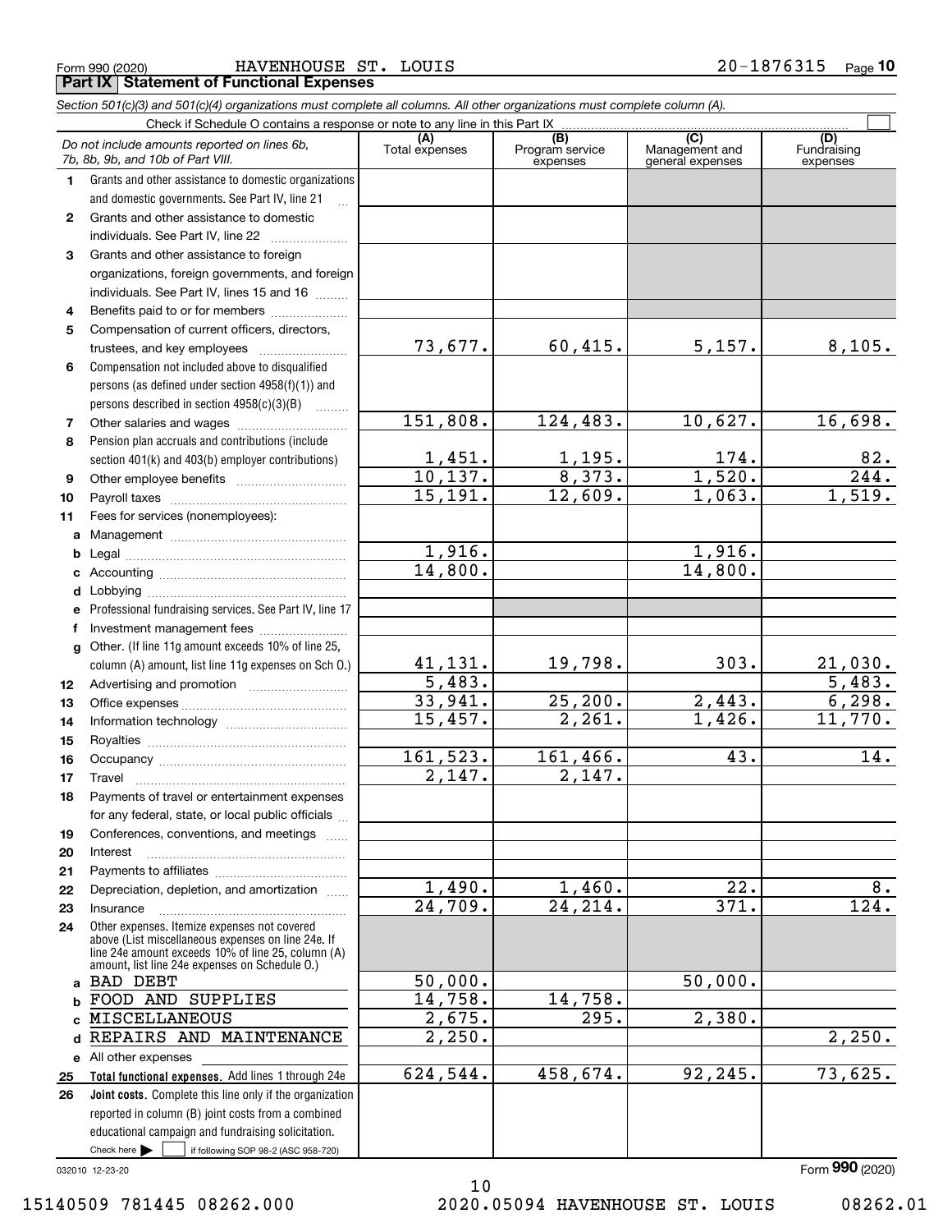Form 990 (2020) HAVENHOUSE ST. LOUIS 20-1876315

## Part IX Statement of Functional Expenses

*Section 501(c)(3) and 501(c)(4) organizations must complete all columns. All other organizations must complete column (A).*

Check if Schedule O contains a response or note to any line in this Part IX

| *Do not include amounts reported on lines 6b, 7b, 8b, 9b, and 10b of Part VIII.* | (A) Total expenses | (B) Program service expenses | (C) Management and general expenses | (D) Fundraising expenses |
|---|---|---|---|---|
| **1** Grants and other assistance to domestic organizations and domestic governments. See Part IV, line 21 | | | | |
| **2** Grants and other assistance to domestic individuals. See Part IV, line 22 | | | | |
| **3** Grants and other assistance to foreign organizations, foreign governments, and foreign individuals. See Part IV, lines 15 and 16 | | | | |
| **4** Benefits paid to or for members | | | | |
| **5** Compensation of current officers, directors, trustees, and key employees | 73,677. | 60,415. | 5,157. | 8,105. |
| **6** Compensation not included above to disqualified persons (as defined under section 4958(f)(1)) and persons described in section 4958(c)(3)(B) | | | | |
| **7** Other salaries and wages | 151,808. | 124,483. | 10,627. | 16,698. |
| **8** Pension plan accruals and contributions (include section 401(k) and 403(b) employer contributions) | 1,451. | 1,195. | 174. | 82. |
| **9** Other employee benefits | 10,137. | 8,373. | 1,520. | 244. |
| **10** Payroll taxes | 15,191. | 12,609. | 1,063. | 1,519. |
| **11** Fees for services (nonemployees): | | | | |
| **a** Management | | | | |
| **b** Legal | 1,916. | | 1,916. | |
| **c** Accounting | 14,800. | | 14,800. | |
| **d** Lobbying | | | | |
| **e** Professional fundraising services. See Part IV, line 17 | | | | |
| **f** Investment management fees | | | | |
| **g** Other. (If line 11g amount exceeds 10% of line 25, column (A) amount, list line 11g expenses on Sch O.) | 41,131. | 19,798. | 303. | 21,030. |
| **12** Advertising and promotion | 5,483. | | | 5,483. |
| **13** Office expenses | 33,941. | 25,200. | 2,443. | 6,298. |
| **14** Information technology | 15,457. | 2,261. | 1,426. | 11,770. |
| **15** Royalties | | | | |
| **16** Occupancy | 161,523. | 161,466. | 43. | 14. |
| **17** Travel | 2,147. | 2,147. | | |
| **18** Payments of travel or entertainment expenses for any federal, state, or local public officials | | | | |
| **19** Conferences, conventions, and meetings | | | | |
| **20** Interest | | | | |
| **21** Payments to affiliates | | | | |
| **22** Depreciation, depletion, and amortization | 1,490. | 1,460. | 22. | 8. |
| **23** Insurance | 24,709. | 24,214. | 371. | 124. |
| **24** Other expenses. Itemize expenses not covered above (List miscellaneous expenses on line 24e. If line 24e amount exceeds 10% of line 25, column (A) amount, list line 24e expenses on Schedule O.) | | | | |
| **a** BAD DEBT | 50,000. | | 50,000. | |
| **b** FOOD AND SUPPLIES | 14,758. | 14,758. | | |
| **c** MISCELLANEOUS | 2,675. | 295. | 2,380. | |
| **d** REPAIRS AND MAINTENANCE | 2,250. | | | 2,250. |
| **e** All other expenses | | | | |
| **25 Total functional expenses.** Add lines 1 through 24e | 624,544. | 458,674. | 92,245. | 73,625. |
| **26 Joint costs.** Complete this line only if the organization reported in column (B) joint costs from a combined educational campaign and fundraising solicitation. Check here ☐ if following SOP 98-2 (ASC 958-720) | | | | |

032010 12-23-20

Form **990** (2020)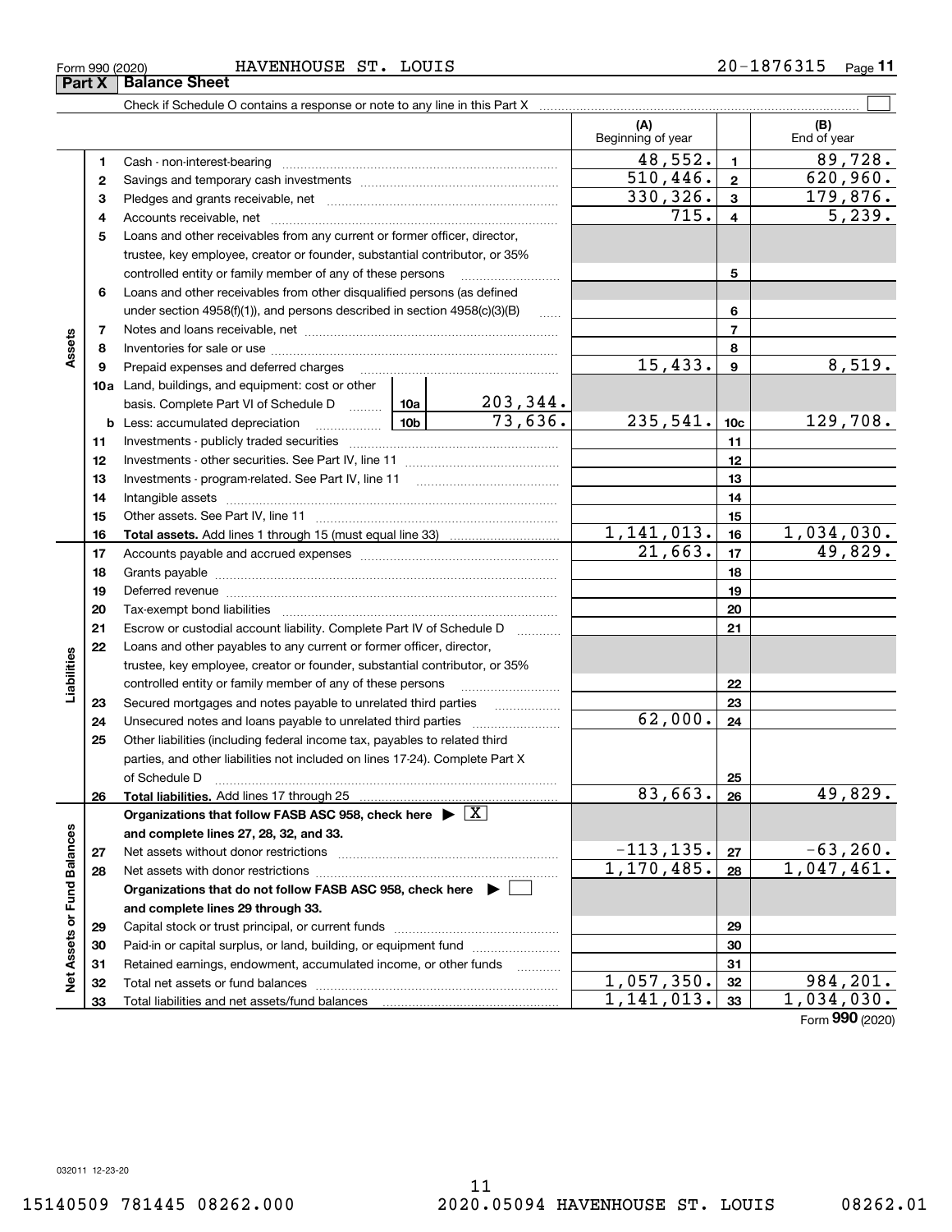Form 990 (2020) HAVENHOUSE ST. LOUIS 20-1876315

## Part X Balance Sheet

Check if Schedule O contains a response or note to any line in this Part X ☐

| | | | (A) Beginning of year | | (B) End of year |
|---|---|---|---|---|---|
| **Assets** | 1 | Cash - non-interest-bearing | 48,552. | 1 | 89,728. |
| | 2 | Savings and temporary cash investments | 510,446. | 2 | 620,960. |
| | 3 | Pledges and grants receivable, net | 330,326. | 3 | 179,876. |
| | 4 | Accounts receivable, net | 715. | 4 | 5,239. |
| | 5 | Loans and other receivables from any current or former officer, director, trustee, key employee, creator or founder, substantial contributor, or 35% controlled entity or family member of any of these persons | | 5 | |
| | 6 | Loans and other receivables from other disqualified persons (as defined under section 4958(f)(1)), and persons described in section 4958(c)(3)(B) | | 6 | |
| | 7 | Notes and loans receivable, net | | 7 | |
| | 8 | Inventories for sale or use | | 8 | |
| | 9 | Prepaid expenses and deferred charges | 15,433. | 9 | 8,519. |
| | 10a | Land, buildings, and equipment: cost or other basis. Complete Part VI of Schedule D ... 10a: 203,344. | | | |
| | b | Less: accumulated depreciation ... 10b: 73,636. | 235,541. | 10c | 129,708. |
| | 11 | Investments - publicly traded securities | | 11 | |
| | 12 | Investments - other securities. See Part IV, line 11 | | 12 | |
| | 13 | Investments - program-related. See Part IV, line 11 | | 13 | |
| | 14 | Intangible assets | | 14 | |
| | 15 | Other assets. See Part IV, line 11 | | 15 | |
| | 16 | **Total assets.** Add lines 1 through 15 (must equal line 33) | 1,141,013. | 16 | 1,034,030. |
| **Liabilities** | 17 | Accounts payable and accrued expenses | 21,663. | 17 | 49,829. |
| | 18 | Grants payable | | 18 | |
| | 19 | Deferred revenue | | 19 | |
| | 20 | Tax-exempt bond liabilities | | 20 | |
| | 21 | Escrow or custodial account liability. Complete Part IV of Schedule D | | 21 | |
| | 22 | Loans and other payables to any current or former officer, director, trustee, key employee, creator or founder, substantial contributor, or 35% controlled entity or family member of any of these persons | | 22 | |
| | 23 | Secured mortgages and notes payable to unrelated third parties | | 23 | |
| | 24 | Unsecured notes and loans payable to unrelated third parties | 62,000. | 24 | |
| | 25 | Other liabilities (including federal income tax, payables to related third parties, and other liabilities not included on lines 17-24). Complete Part X of Schedule D | | 25 | |
| | 26 | **Total liabilities.** Add lines 17 through 25 | 83,663. | 26 | 49,829. |
| **Net Assets or Fund Balances** | | **Organizations that follow FASB ASC 958, check here ▶ ☒ and complete lines 27, 28, 32, and 33.** | | | |
| | 27 | Net assets without donor restrictions | -113,135. | 27 | -63,260. |
| | 28 | Net assets with donor restrictions | 1,170,485. | 28 | 1,047,461. |
| | | **Organizations that do not follow FASB ASC 958, check here ▶ ☐ and complete lines 29 through 33.** | | | |
| | 29 | Capital stock or trust principal, or current funds | | 29 | |
| | 30 | Paid-in or capital surplus, or land, building, or equipment fund | | 30 | |
| | 31 | Retained earnings, endowment, accumulated income, or other funds | | 31 | |
| | 32 | Total net assets or fund balances | 1,057,350. | 32 | 984,201. |
| | 33 | Total liabilities and net assets/fund balances | 1,141,013. | 33 | 1,034,030. |

Form **990** (2020)

032011 12-23-20

15140509 781445 08262.000 2020.05094 HAVENHOUSE ST. LOUIS 08262.01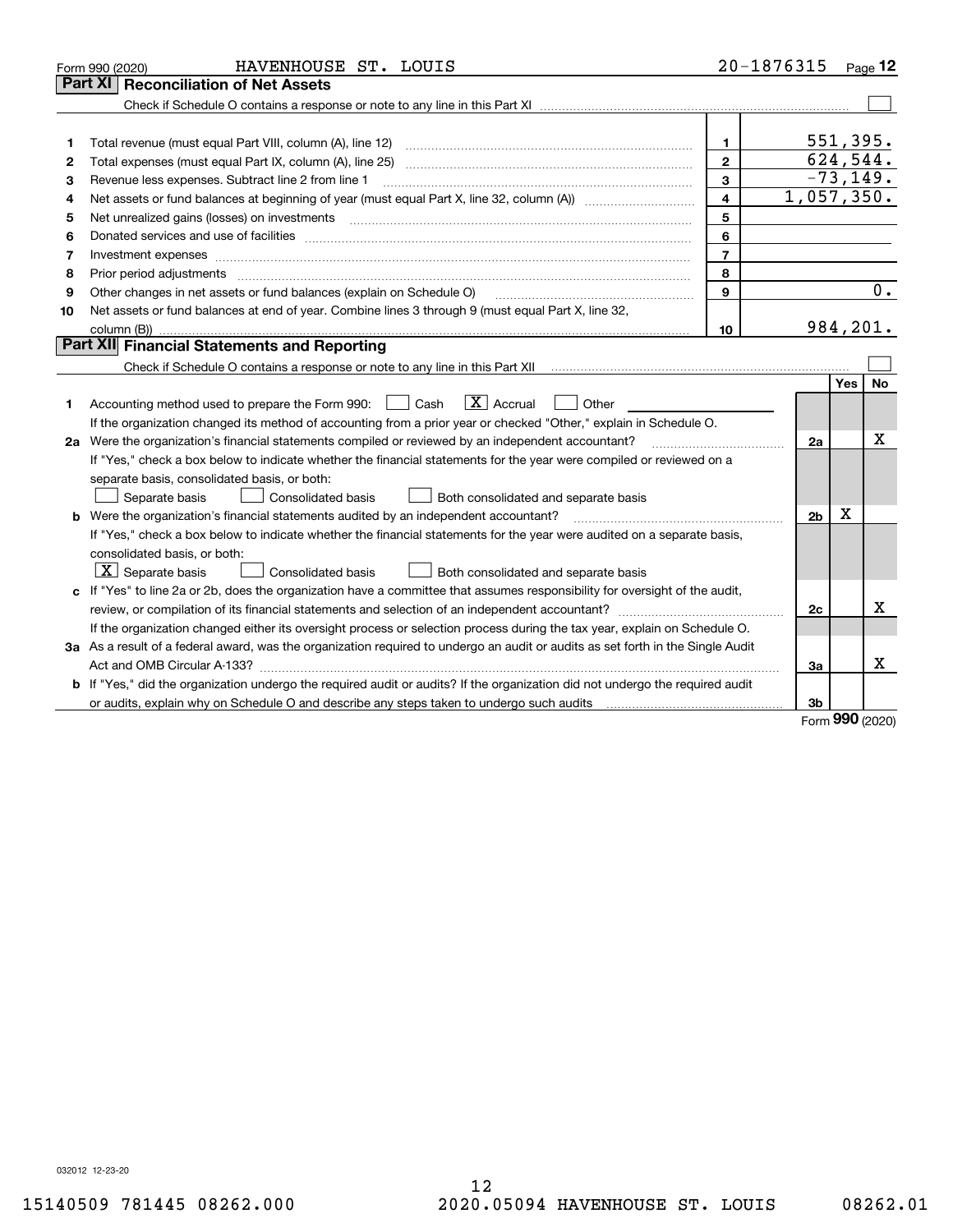Form 990 (2020) HAVENHOUSE ST. LOUIS 20-1876315

## Part XI Reconciliation of Net Assets

Check if Schedule O contains a response or note to any line in this Part XI ☐

| | | | |
|---|---|---|---|
| 1 | Total revenue (must equal Part VIII, column (A), line 12) | 1 | 551,395. |
| 2 | Total expenses (must equal Part IX, column (A), line 25) | 2 | 624,544. |
| 3 | Revenue less expenses. Subtract line 2 from line 1 | 3 | -73,149. |
| 4 | Net assets or fund balances at beginning of year (must equal Part X, line 32, column (A)) | 4 | 1,057,350. |
| 5 | Net unrealized gains (losses) on investments | 5 | |
| 6 | Donated services and use of facilities | 6 | |
| 7 | Investment expenses | 7 | |
| 8 | Prior period adjustments | 8 | |
| 9 | Other changes in net assets or fund balances (explain on Schedule O) | 9 | 0. |
| 10 | Net assets or fund balances at end of year. Combine lines 3 through 9 (must equal Part X, line 32, column (B)) | 10 | 984,201. |

## Part XII Financial Statements and Reporting

Check if Schedule O contains a response or note to any line in this Part XII ☐

| | | | Yes | No |
|---|---|---|---|---|
| 1 | Accounting method used to prepare the Form 990: ☐ Cash ☒ Accrual ☐ Other<br>If the organization changed its method of accounting from a prior year or checked "Other," explain in Schedule O. | | | |
| 2a | Were the organization's financial statements compiled or reviewed by an independent accountant?<br>If "Yes," check a box below to indicate whether the financial statements for the year were compiled or reviewed on a separate basis, consolidated basis, or both:<br>☐ Separate basis ☐ Consolidated basis ☐ Both consolidated and separate basis | 2a | | X |
| b | Were the organization's financial statements audited by an independent accountant?<br>If "Yes," check a box below to indicate whether the financial statements for the year were audited on a separate basis, consolidated basis, or both:<br>☒ Separate basis ☐ Consolidated basis ☐ Both consolidated and separate basis | 2b | X | |
| c | If "Yes" to line 2a or 2b, does the organization have a committee that assumes responsibility for oversight of the audit, review, or compilation of its financial statements and selection of an independent accountant?<br>If the organization changed either its oversight process or selection process during the tax year, explain on Schedule O. | 2c | | X |
| 3a | As a result of a federal award, was the organization required to undergo an audit or audits as set forth in the Single Audit Act and OMB Circular A-133? | 3a | | X |
| b | If "Yes," did the organization undergo the required audit or audits? If the organization did not undergo the required audit or audits, explain why on Schedule O and describe any steps taken to undergo such audits | 3b | | |

Form 990 (2020)

032012 12-23-20

15140509 781445 08262.000 2020.05094 HAVENHOUSE ST. LOUIS 08262.01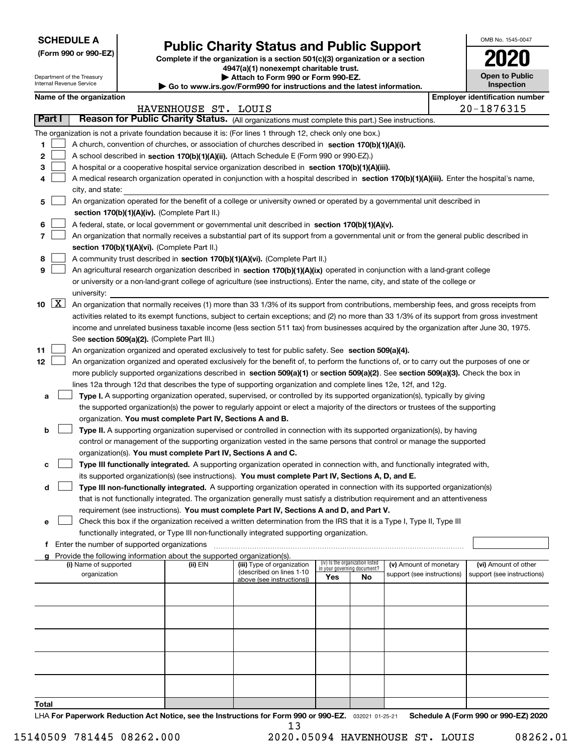**SCHEDULE A**
**(Form 990 or 990-EZ)**

Department of the Treasury
Internal Revenue Service

# Public Charity Status and Public Support

**Complete if the organization is a section 501(c)(3) organization or a section 4947(a)(1) nonexempt charitable trust.**
**▶ Attach to Form 990 or Form 990-EZ.**
**▶ Go to www.irs.gov/Form990 for instructions and the latest information.**

OMB No. 1545-0047
**2020**
**Open to Public Inspection**

**Name of the organization:** HAVENHOUSE ST. LOUIS
**Employer identification number:** 20-1876315

**Part I** **Reason for Public Charity Status.** (All organizations must complete this part.) See instructions.

The organization is not a private foundation because it is: (For lines 1 through 12, check only one box.)

1. [ ] A church, convention of churches, or association of churches described in **section 170(b)(1)(A)(i).**
2. [ ] A school described in **section 170(b)(1)(A)(ii).** (Attach Schedule E (Form 990 or 990-EZ).)
3. [ ] A hospital or a cooperative hospital service organization described in **section 170(b)(1)(A)(iii).**
4. [ ] A medical research organization operated in conjunction with a hospital described in **section 170(b)(1)(A)(iii).** Enter the hospital's name, city, and state:
5. [ ] An organization operated for the benefit of a college or university owned or operated by a governmental unit described in **section 170(b)(1)(A)(iv).** (Complete Part II.)
6. [ ] A federal, state, or local government or governmental unit described in **section 170(b)(1)(A)(v).**
7. [ ] An organization that normally receives a substantial part of its support from a governmental unit or from the general public described in **section 170(b)(1)(A)(vi).** (Complete Part II.)
8. [ ] A community trust described in **section 170(b)(1)(A)(vi).** (Complete Part II.)
9. [ ] An agricultural research organization described in **section 170(b)(1)(A)(ix)** operated in conjunction with a land-grant college or university or a non-land-grant college of agriculture (see instructions). Enter the name, city, and state of the college or university:
10. [X] An organization that normally receives (1) more than 33 1/3% of its support from contributions, membership fees, and gross receipts from activities related to its exempt functions, subject to certain exceptions; and (2) no more than 33 1/3% of its support from gross investment income and unrelated business taxable income (less section 511 tax) from businesses acquired by the organization after June 30, 1975. See **section 509(a)(2).** (Complete Part III.)
11. [ ] An organization organized and operated exclusively to test for public safety. See **section 509(a)(4).**
12. [ ] An organization organized and operated exclusively for the benefit of, to perform the functions of, or to carry out the purposes of one or more publicly supported organizations described in **section 509(a)(1)** or **section 509(a)(2).** See **section 509(a)(3).** Check the box in lines 12a through 12d that describes the type of supporting organization and complete lines 12e, 12f, and 12g.
   - **a** [ ] **Type I.** A supporting organization operated, supervised, or controlled by its supported organization(s), typically by giving the supported organization(s) the power to regularly appoint or elect a majority of the directors or trustees of the supporting organization. **You must complete Part IV, Sections A and B.**
   - **b** [ ] **Type II.** A supporting organization supervised or controlled in connection with its supported organization(s), by having control or management of the supporting organization vested in the same persons that control or manage the supported organization(s). **You must complete Part IV, Sections A and C.**
   - **c** [ ] **Type III functionally integrated.** A supporting organization operated in connection with, and functionally integrated with, its supported organization(s) (see instructions). **You must complete Part IV, Sections A, D, and E.**
   - **d** [ ] **Type III non-functionally integrated.** A supporting organization operated in connection with its supported organization(s) that is not functionally integrated. The organization generally must satisfy a distribution requirement and an attentiveness requirement (see instructions). **You must complete Part IV, Sections A and D, and Part V.**
   - **e** [ ] Check this box if the organization received a written determination from the IRS that it is a Type I, Type II, Type III functionally integrated, or Type III non-functionally integrated supporting organization.
   - **f** Enter the number of supported organizations
   - **g** Provide the following information about the supported organization(s).

| (i) Name of supported organization | (ii) EIN | (iii) Type of organization (described on lines 1-10 above (see instructions)) | (iv) Is the organization listed in your governing document? Yes | No | (v) Amount of monetary support (see instructions) | (vi) Amount of other support (see instructions) |
|---|---|---|---|---|---|---|
| | | | | | | |
| | | | | | | |
| | | | | | | |
| | | | | | | |
| | | | | | | |
| **Total** | | | | | | |

LHA **For Paperwork Reduction Act Notice, see the Instructions for Form 990 or 990-EZ.** 032021 01-25-21 **Schedule A (Form 990 or 990-EZ) 2020**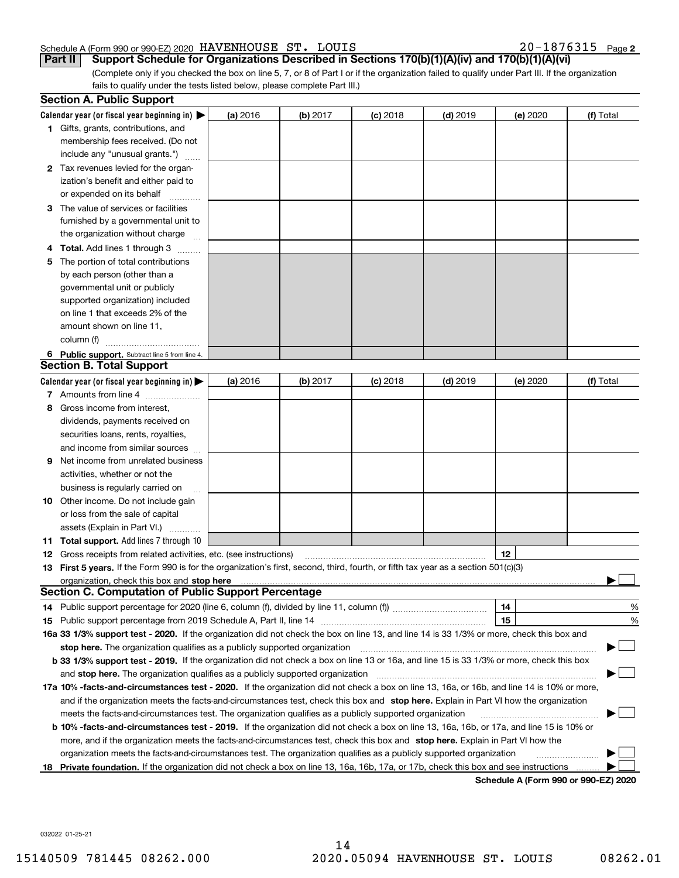Schedule A (Form 990 or 990-EZ) 2020 HAVENHOUSE ST. LOUIS 20-1876315 Page 2

**Part II Support Schedule for Organizations Described in Sections 170(b)(1)(A)(iv) and 170(b)(1)(A)(vi)**

(Complete only if you checked the box on line 5, 7, or 8 of Part I or if the organization failed to qualify under Part III. If the organization fails to qualify under the tests listed below, please complete Part III.)

## Section A. Public Support

| Calendar year (or fiscal year beginning in) | (a) 2016 | (b) 2017 | (c) 2018 | (d) 2019 | (e) 2020 | (f) Total |
|---|---|---|---|---|---|---|
| 1 Gifts, grants, contributions, and membership fees received. (Do not include any "unusual grants.") | | | | | | |
| 2 Tax revenues levied for the organization's benefit and either paid to or expended on its behalf | | | | | | |
| 3 The value of services or facilities furnished by a governmental unit to the organization without charge | | | | | | |
| 4 Total. Add lines 1 through 3 | | | | | | |
| 5 The portion of total contributions by each person (other than a governmental unit or publicly supported organization) included on line 1 that exceeds 2% of the amount shown on line 11, column (f) | | | | | | |
| 6 Public support. Subtract line 5 from line 4. | | | | | | |

## Section B. Total Support

| Calendar year (or fiscal year beginning in) | (a) 2016 | (b) 2017 | (c) 2018 | (d) 2019 | (e) 2020 | (f) Total |
|---|---|---|---|---|---|---|
| 7 Amounts from line 4 | | | | | | |
| 8 Gross income from interest, dividends, payments received on securities loans, rents, royalties, and income from similar sources | | | | | | |
| 9 Net income from unrelated business activities, whether or not the business is regularly carried on | | | | | | |
| 10 Other income. Do not include gain or loss from the sale of capital assets (Explain in Part VI.) | | | | | | |
| 11 Total support. Add lines 7 through 10 | | | | | | |

12 Gross receipts from related activities, etc. (see instructions) | 12 |

13 **First 5 years.** If the Form 990 is for the organization's first, second, third, fourth, or fifth tax year as a section 501(c)(3) organization, check this box and **stop here** ▶ ☐

## Section C. Computation of Public Support Percentage

14 Public support percentage for 2020 (line 6, column (f), divided by line 11, column (f)) | 14 | %

15 Public support percentage from 2019 Schedule A, Part II, line 14 | 15 | %

16a **33 1/3% support test - 2020.** If the organization did not check the box on line 13, and line 14 is 33 1/3% or more, check this box and **stop here.** The organization qualifies as a publicly supported organization ▶ ☐

b **33 1/3% support test - 2019.** If the organization did not check a box on line 13 or 16a, and line 15 is 33 1/3% or more, check this box and **stop here.** The organization qualifies as a publicly supported organization ▶ ☐

17a **10% -facts-and-circumstances test - 2020.** If the organization did not check a box on line 13, 16a, or 16b, and line 14 is 10% or more, and if the organization meets the facts-and-circumstances test, check this box and **stop here.** Explain in Part VI how the organization meets the facts-and-circumstances test. The organization qualifies as a publicly supported organization ▶ ☐

b **10% -facts-and-circumstances test - 2019.** If the organization did not check a box on line 13, 16a, 16b, or 17a, and line 15 is 10% or more, and if the organization meets the facts-and-circumstances test, check this box and **stop here.** Explain in Part VI how the organization meets the facts-and-circumstances test. The organization qualifies as a publicly supported organization ▶ ☐

18 **Private foundation.** If the organization did not check a box on line 13, 16a, 16b, 17a, or 17b, check this box and see instructions ▶ ☐

**Schedule A (Form 990 or 990-EZ) 2020**

032022 01-25-21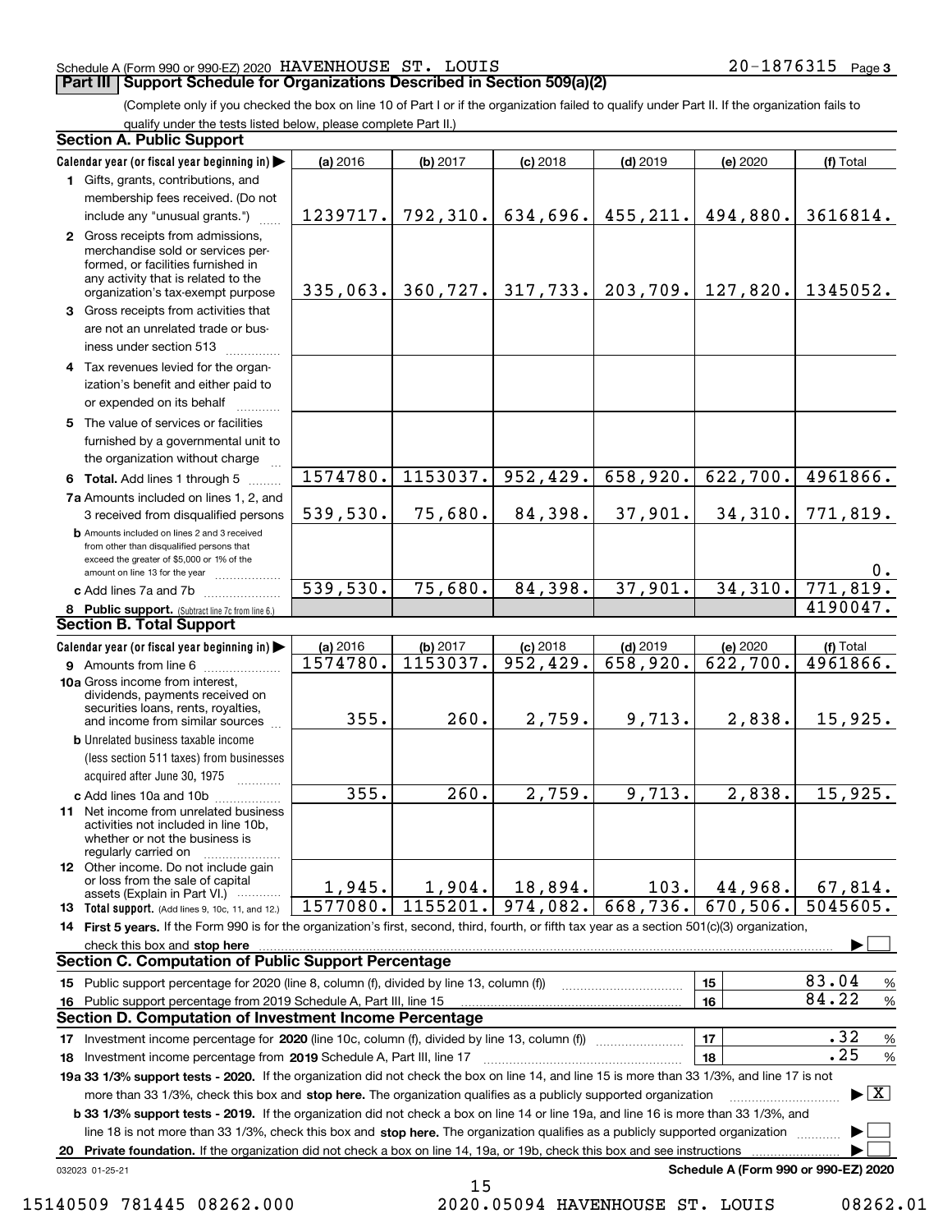Schedule A (Form 990 or 990-EZ) 2020 HAVENHOUSE ST. LOUIS 20-1876315 Page 3

## Part III Support Schedule for Organizations Described in Section 509(a)(2)

(Complete only if you checked the box on line 10 of Part I or if the organization failed to qualify under Part II. If the organization fails to qualify under the tests listed below, please complete Part II.)

### Section A. Public Support

| Calendar year (or fiscal year beginning in) | (a) 2016 | (b) 2017 | (c) 2018 | (d) 2019 | (e) 2020 | (f) Total |
|---|---|---|---|---|---|---|
| 1 Gifts, grants, contributions, and membership fees received. (Do not include any "unusual grants.") | 1239717. | 792,310. | 634,696. | 455,211. | 494,880. | 3616814. |
| 2 Gross receipts from admissions, merchandise sold or services performed, or facilities furnished in any activity that is related to the organization's tax-exempt purpose | 335,063. | 360,727. | 317,733. | 203,709. | 127,820. | 1345052. |
| 3 Gross receipts from activities that are not an unrelated trade or business under section 513 | | | | | | |
| 4 Tax revenues levied for the organization's benefit and either paid to or expended on its behalf | | | | | | |
| 5 The value of services or facilities furnished by a governmental unit to the organization without charge | | | | | | |
| 6 **Total.** Add lines 1 through 5 | 1574780. | 1153037. | 952,429. | 658,920. | 622,700. | 4961866. |
| 7a Amounts included on lines 1, 2, and 3 received from disqualified persons | 539,530. | 75,680. | 84,398. | 37,901. | 34,310. | 771,819. |
| b Amounts included on lines 2 and 3 received from other than disqualified persons that exceed the greater of $5,000 or 1% of the amount on line 13 for the year | | | | | | 0. |
| c Add lines 7a and 7b | 539,530. | 75,680. | 84,398. | 37,901. | 34,310. | 771,819. |
| 8 **Public support.** (Subtract line 7c from line 6.) | | | | | | 4190047. |

### Section B. Total Support

| Calendar year (or fiscal year beginning in) | (a) 2016 | (b) 2017 | (c) 2018 | (d) 2019 | (e) 2020 | (f) Total |
|---|---|---|---|---|---|---|
| 9 Amounts from line 6 | 1574780. | 1153037. | 952,429. | 658,920. | 622,700. | 4961866. |
| 10a Gross income from interest, dividends, payments received on securities loans, rents, royalties, and income from similar sources | 355. | 260. | 2,759. | 9,713. | 2,838. | 15,925. |
| b Unrelated business taxable income (less section 511 taxes) from businesses acquired after June 30, 1975 | | | | | | |
| c Add lines 10a and 10b | 355. | 260. | 2,759. | 9,713. | 2,838. | 15,925. |
| 11 Net income from unrelated business activities not included in line 10b, whether or not the business is regularly carried on | | | | | | |
| 12 Other income. Do not include gain or loss from the sale of capital assets (Explain in Part VI.) | 1,945. | 1,904. | 18,894. | 103. | 44,968. | 67,814. |
| 13 **Total support.** (Add lines 9, 10c, 11, and 12.) | 1577080. | 1155201. | 974,082. | 668,736. | 670,506. | 5045605. |

14 **First 5 years.** If the Form 990 is for the organization's first, second, third, fourth, or fifth tax year as a section 501(c)(3) organization, check this box and **stop here** ☐

### Section C. Computation of Public Support Percentage

| | | | |
|---|---|---|---|
| 15 Public support percentage for 2020 (line 8, column (f), divided by line 13, column (f)) | 15 | 83.04 | % |
| 16 Public support percentage from 2019 Schedule A, Part III, line 15 | 16 | 84.22 | % |

### Section D. Computation of Investment Income Percentage

| | | | |
|---|---|---|---|
| 17 Investment income percentage for **2020** (line 10c, column (f), divided by line 13, column (f)) | 17 | .32 | % |
| 18 Investment income percentage from **2019** Schedule A, Part III, line 17 | 18 | .25 | % |

**19a 33 1/3% support tests - 2020.** If the organization did not check the box on line 14, and line 15 is more than 33 1/3%, and line 17 is not more than 33 1/3%, check this box and **stop here.** The organization qualifies as a publicly supported organization ☒

**b 33 1/3% support tests - 2019.** If the organization did not check a box on line 14 or line 19a, and line 16 is more than 33 1/3%, and line 18 is not more than 33 1/3%, check this box and **stop here.** The organization qualifies as a publicly supported organization ☐

**20 Private foundation.** If the organization did not check a box on line 14, 19a, or 19b, check this box and see instructions ☐

032023 01-25-21 **Schedule A (Form 990 or 990-EZ) 2020**

15140509 781445 08262.000 2020.05094 HAVENHOUSE ST. LOUIS 08262.01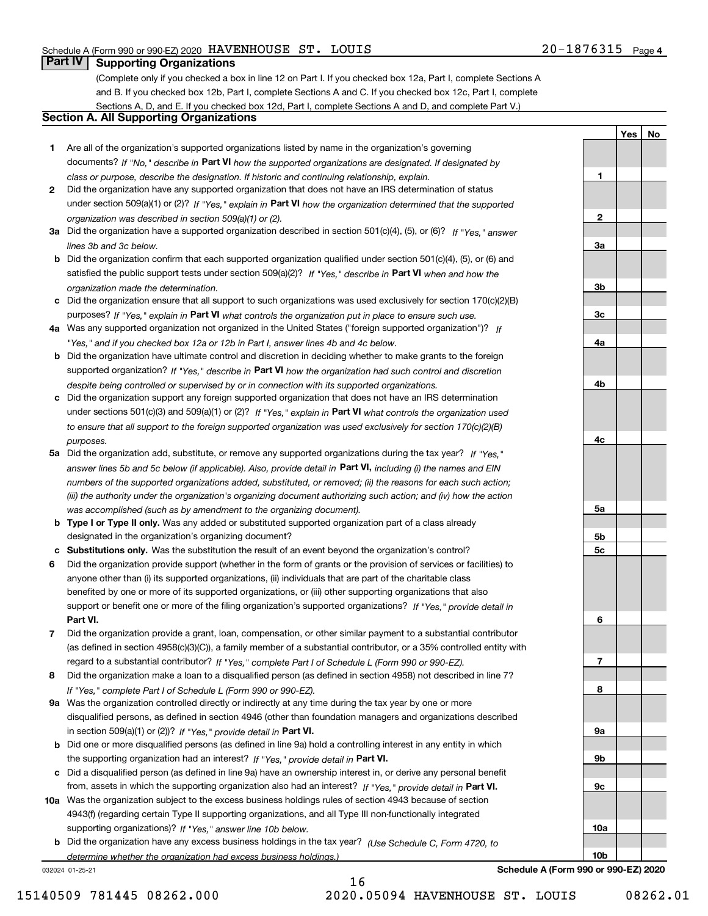Schedule A (Form 990 or 990-EZ) 2020 HAVENHOUSE ST. LOUIS 20-1876315 Page 4

## Part IV Supporting Organizations

(Complete only if you checked a box in line 12 on Part I. If you checked box 12a, Part I, complete Sections A and B. If you checked box 12b, Part I, complete Sections A and C. If you checked box 12c, Part I, complete Sections A, D, and E. If you checked box 12d, Part I, complete Sections A and D, and complete Part V.)

### Section A. All Supporting Organizations

| | | | Yes | No |
|---|---|---|---|---|
| 1 | Are all of the organization's supported organizations listed by name in the organization's governing documents? *If "No," describe in* **Part VI** *how the supported organizations are designated. If designated by class or purpose, describe the designation. If historic and continuing relationship, explain.* | 1 | | |
| 2 | Did the organization have any supported organization that does not have an IRS determination of status under section 509(a)(1) or (2)? *If "Yes," explain in* **Part VI** *how the organization determined that the supported organization was described in section 509(a)(1) or (2).* | 2 | | |
| 3a | Did the organization have a supported organization described in section 501(c)(4), (5), or (6)? *If "Yes," answer lines 3b and 3c below.* | 3a | | |
| b | Did the organization confirm that each supported organization qualified under section 501(c)(4), (5), or (6) and satisfied the public support tests under section 509(a)(2)? *If "Yes," describe in* **Part VI** *when and how the organization made the determination.* | 3b | | |
| c | Did the organization ensure that all support to such organizations was used exclusively for section 170(c)(2)(B) purposes? *If "Yes," explain in* **Part VI** *what controls the organization put in place to ensure such use.* | 3c | | |
| 4a | Was any supported organization not organized in the United States ("foreign supported organization")? *If "Yes," and if you checked box 12a or 12b in Part I, answer lines 4b and 4c below.* | 4a | | |
| b | Did the organization have ultimate control and discretion in deciding whether to make grants to the foreign supported organization? *If "Yes," describe in* **Part VI** *how the organization had such control and discretion despite being controlled or supervised by or in connection with its supported organizations.* | 4b | | |
| c | Did the organization support any foreign supported organization that does not have an IRS determination under sections 501(c)(3) and 509(a)(1) or (2)? *If "Yes," explain in* **Part VI** *what controls the organization used to ensure that all support to the foreign supported organization was used exclusively for section 170(c)(2)(B) purposes.* | 4c | | |
| 5a | Did the organization add, substitute, or remove any supported organizations during the tax year? *If "Yes," answer lines 5b and 5c below (if applicable). Also, provide detail in* **Part VI,** *including (i) the names and EIN numbers of the supported organizations added, substituted, or removed; (ii) the reasons for each such action; (iii) the authority under the organization's organizing document authorizing such action; and (iv) how the action was accomplished (such as by amendment to the organizing document).* | 5a | | |
| b | **Type I or Type II only.** Was any added or substituted supported organization part of a class already designated in the organization's organizing document? | 5b | | |
| c | **Substitutions only.** Was the substitution the result of an event beyond the organization's control? | 5c | | |
| 6 | Did the organization provide support (whether in the form of grants or the provision of services or facilities) to anyone other than (i) its supported organizations, (ii) individuals that are part of the charitable class benefited by one or more of its supported organizations, or (iii) other supporting organizations that also support or benefit one or more of the filing organization's supported organizations? *If "Yes," provide detail in* **Part VI.** | 6 | | |
| 7 | Did the organization provide a grant, loan, compensation, or other similar payment to a substantial contributor (as defined in section 4958(c)(3)(C)), a family member of a substantial contributor, or a 35% controlled entity with regard to a substantial contributor? *If "Yes," complete Part I of Schedule L (Form 990 or 990-EZ).* | 7 | | |
| 8 | Did the organization make a loan to a disqualified person (as defined in section 4958) not described in line 7? *If "Yes," complete Part I of Schedule L (Form 990 or 990-EZ).* | 8 | | |
| 9a | Was the organization controlled directly or indirectly at any time during the tax year by one or more disqualified persons, as defined in section 4946 (other than foundation managers and organizations described in section 509(a)(1) or (2))? *If "Yes," provide detail in* **Part VI.** | 9a | | |
| b | Did one or more disqualified persons (as defined in line 9a) hold a controlling interest in any entity in which the supporting organization had an interest? *If "Yes," provide detail in* **Part VI.** | 9b | | |
| c | Did a disqualified person (as defined in line 9a) have an ownership interest in, or derive any personal benefit from, assets in which the supporting organization also had an interest? *If "Yes," provide detail in* **Part VI.** | 9c | | |
| 10a | Was the organization subject to the excess business holdings rules of section 4943 because of section 4943(f) (regarding certain Type II supporting organizations, and all Type III non-functionally integrated supporting organizations)? *If "Yes," answer line 10b below.* | 10a | | |
| b | Did the organization have any excess business holdings in the tax year? *(Use Schedule C, Form 4720, to determine whether the organization had excess business holdings.)* | 10b | | |

032024 01-25-21

**Schedule A (Form 990 or 990-EZ) 2020**

16

15140509 781445 08262.000 2020.05094 HAVENHOUSE ST. LOUIS 08262.01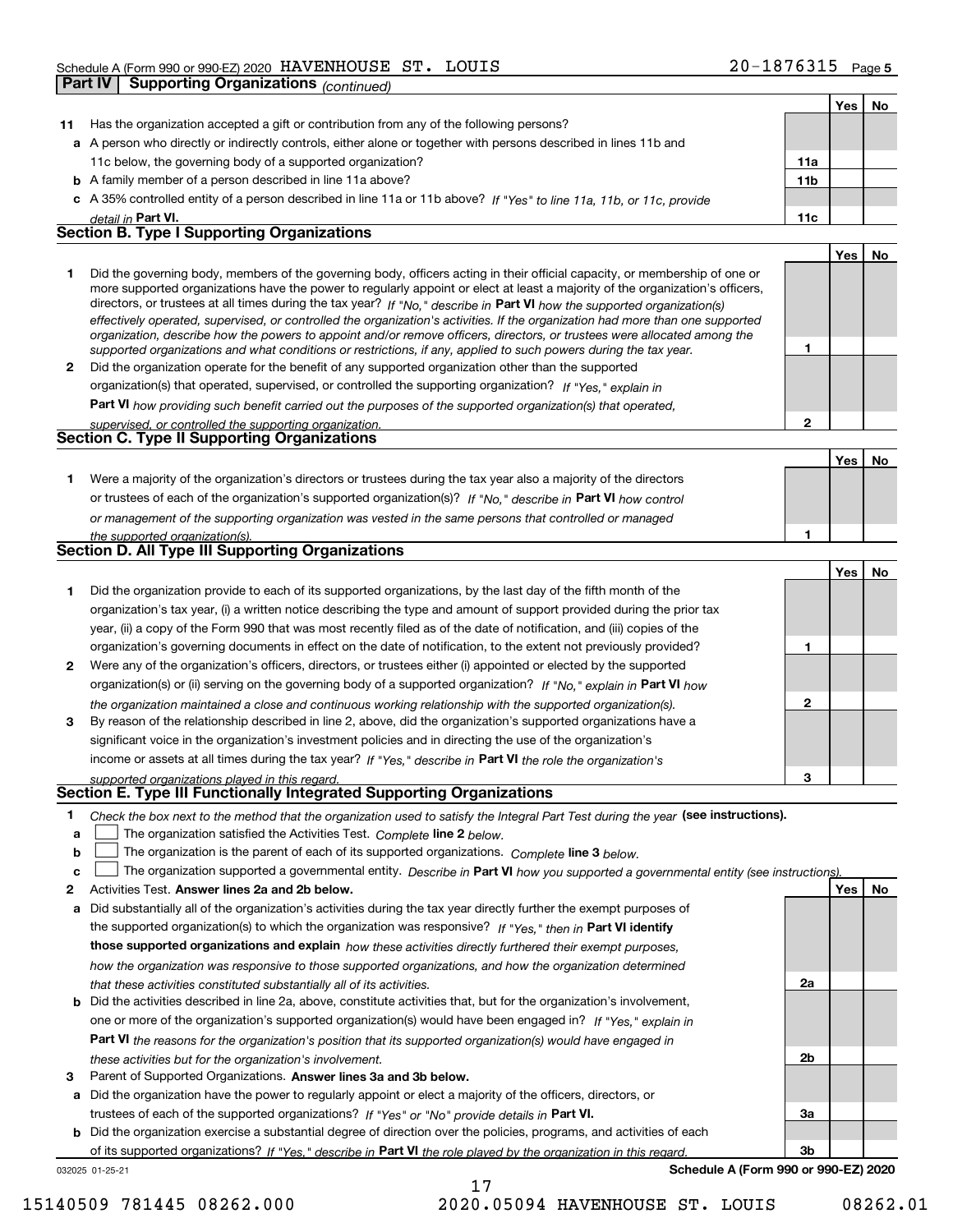Schedule A (Form 990 or 990-EZ) 2020 HAVENHOUSE ST. LOUIS 20-1876315 Page 5

**Part IV | Supporting Organizations** *(continued)*

| | | | Yes | No |
|---|---|---|---|---|
| **11** | Has the organization accepted a gift or contribution from any of the following persons? | | | |
| **a** | A person who directly or indirectly controls, either alone or together with persons described in lines 11b and 11c below, the governing body of a supported organization? | **11a** | | |
| **b** | A family member of a person described in line 11a above? | **11b** | | |
| **c** | A 35% controlled entity of a person described in line 11a or 11b above? *If "Yes" to line 11a, 11b, or 11c, provide detail in* **Part VI.** | **11c** | | |

## Section B. Type I Supporting Organizations

| | | | Yes | No |
|---|---|---|---|---|
| **1** | Did the governing body, members of the governing body, officers acting in their official capacity, or membership of one or more supported organizations have the power to regularly appoint or elect at least a majority of the organization's officers, directors, or trustees at all times during the tax year? *If "No," describe in* **Part VI** *how the supported organization(s) effectively operated, supervised, or controlled the organization's activities. If the organization had more than one supported organization, describe how the powers to appoint and/or remove officers, directors, or trustees were allocated among the supported organizations and what conditions or restrictions, if any, applied to such powers during the tax year.* | **1** | | |
| **2** | Did the organization operate for the benefit of any supported organization other than the supported organization(s) that operated, supervised, or controlled the supporting organization? *If "Yes," explain in* **Part VI** *how providing such benefit carried out the purposes of the supported organization(s) that operated, supervised, or controlled the supporting organization.* | **2** | | |

## Section C. Type II Supporting Organizations

| | | | Yes | No |
|---|---|---|---|---|
| **1** | Were a majority of the organization's directors or trustees during the tax year also a majority of the directors or trustees of each of the organization's supported organization(s)? *If "No," describe in* **Part VI** *how control or management of the supporting organization was vested in the same persons that controlled or managed the supported organization(s).* | **1** | | |

## Section D. All Type III Supporting Organizations

| | | | Yes | No |
|---|---|---|---|---|
| **1** | Did the organization provide to each of its supported organizations, by the last day of the fifth month of the organization's tax year, (i) a written notice describing the type and amount of support provided during the prior tax year, (ii) a copy of the Form 990 that was most recently filed as of the date of notification, and (iii) copies of the organization's governing documents in effect on the date of notification, to the extent not previously provided? | **1** | | |
| **2** | Were any of the organization's officers, directors, or trustees either (i) appointed or elected by the supported organization(s) or (ii) serving on the governing body of a supported organization? *If "No," explain in* **Part VI** *how the organization maintained a close and continuous working relationship with the supported organization(s).* | **2** | | |
| **3** | By reason of the relationship described in line 2, above, did the organization's supported organizations have a significant voice in the organization's investment policies and in directing the use of the organization's income or assets at all times during the tax year? *If "Yes," describe in* **Part VI** *the role the organization's supported organizations played in this regard.* | **3** | | |

## Section E. Type III Functionally Integrated Supporting Organizations

**1** *Check the box next to the method that the organization used to satisfy the Integral Part Test during the year* **(see instructions).**

- **a** ☐ The organization satisfied the Activities Test. *Complete* **line 2** *below.*
- **b** ☐ The organization is the parent of each of its supported organizations. *Complete* **line 3** *below.*
- **c** ☐ The organization supported a governmental entity. *Describe in* **Part VI** *how you supported a governmental entity (see instructions).*

| | | | Yes | No |
|---|---|---|---|---|
| **2** | Activities Test. **Answer lines 2a and 2b below.** | | | |
| **a** | Did substantially all of the organization's activities during the tax year directly further the exempt purposes of the supported organization(s) to which the organization was responsive? *If "Yes," then in* **Part VI identify those supported organizations and explain** *how these activities directly furthered their exempt purposes, how the organization was responsive to those supported organizations, and how the organization determined that these activities constituted substantially all of its activities.* | **2a** | | |
| **b** | Did the activities described in line 2a, above, constitute activities that, but for the organization's involvement, one or more of the organization's supported organization(s) would have been engaged in? *If "Yes," explain in* **Part VI** *the reasons for the organization's position that its supported organization(s) would have engaged in these activities but for the organization's involvement.* | **2b** | | |
| **3** | Parent of Supported Organizations. **Answer lines 3a and 3b below.** | | | |
| **a** | Did the organization have the power to regularly appoint or elect a majority of the officers, directors, or trustees of each of the supported organizations? *If "Yes" or "No" provide details in* **Part VI.** | **3a** | | |
| **b** | Did the organization exercise a substantial degree of direction over the policies, programs, and activities of each of its supported organizations? *If "Yes," describe in* **Part VI** *the role played by the organization in this regard.* | **3b** | | |

032025 01-25-21 **Schedule A (Form 990 or 990-EZ) 2020**

15140509 781445 08262.000 2020.05094 HAVENHOUSE ST. LOUIS 08262.01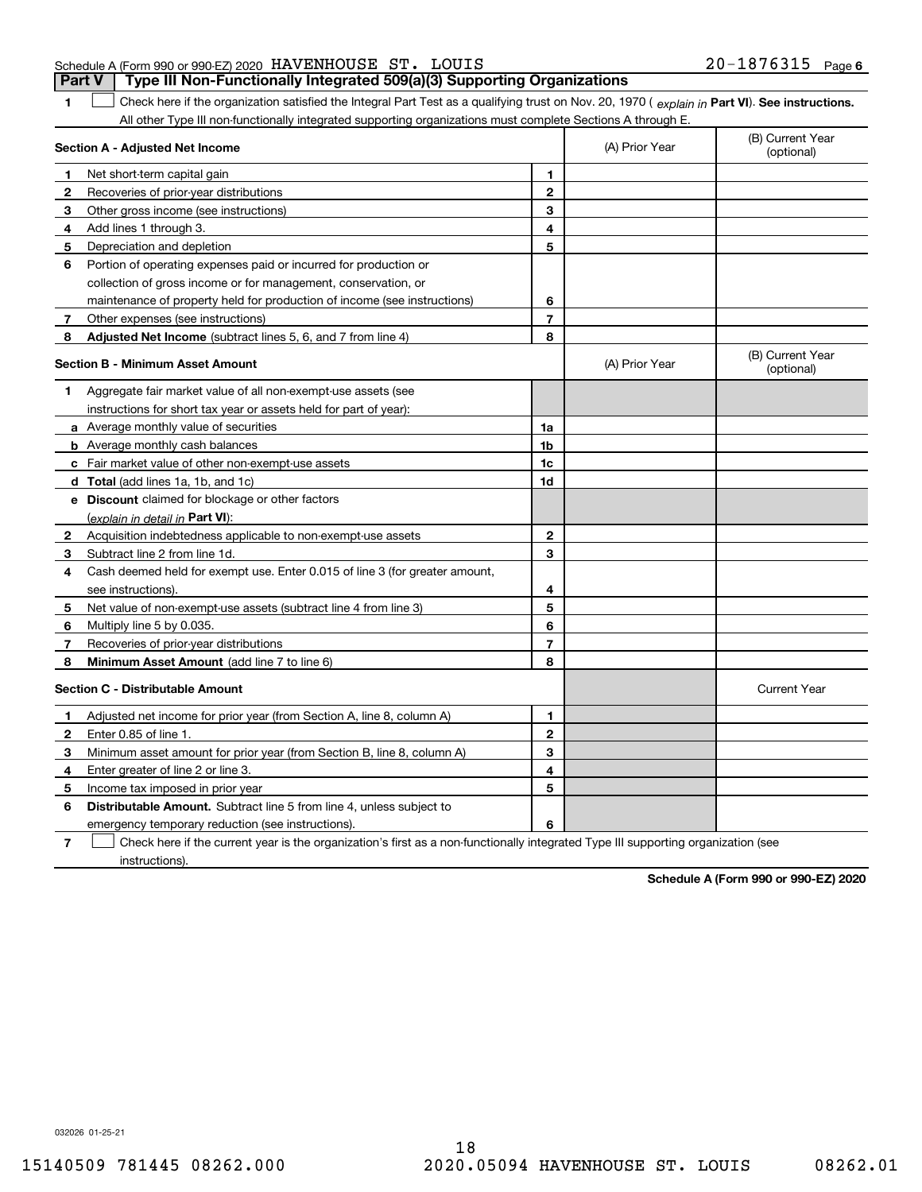Schedule A (Form 990 or 990-EZ) 2020 HAVENHOUSE ST. LOUIS 20-1876315 Page 6

## Part V Type III Non-Functionally Integrated 509(a)(3) Supporting Organizations

**1** ☐ Check here if the organization satisfied the Integral Part Test as a qualifying trust on Nov. 20, 1970 ( *explain in* **Part VI**). **See instructions.** All other Type III non-functionally integrated supporting organizations must complete Sections A through E.

| **Section A - Adjusted Net Income** | | | (A) Prior Year | (B) Current Year (optional) |
|---|---|---|---|---|
| **1** | Net short-term capital gain | **1** | | |
| **2** | Recoveries of prior-year distributions | **2** | | |
| **3** | Other gross income (see instructions) | **3** | | |
| **4** | Add lines 1 through 3. | **4** | | |
| **5** | Depreciation and depletion | **5** | | |
| **6** | Portion of operating expenses paid or incurred for production or collection of gross income or for management, conservation, or maintenance of property held for production of income (see instructions) | **6** | | |
| **7** | Other expenses (see instructions) | **7** | | |
| **8** | **Adjusted Net Income** (subtract lines 5, 6, and 7 from line 4) | **8** | | |

| **Section B - Minimum Asset Amount** | | | (A) Prior Year | (B) Current Year (optional) |
|---|---|---|---|---|
| **1** | Aggregate fair market value of all non-exempt-use assets (see instructions for short tax year or assets held for part of year): | | | |
| **a** | Average monthly value of securities | **1a** | | |
| **b** | Average monthly cash balances | **1b** | | |
| **c** | Fair market value of other non-exempt-use assets | **1c** | | |
| **d** | **Total** (add lines 1a, 1b, and 1c) | **1d** | | |
| **e** | **Discount** claimed for blockage or other factors (*explain in detail in* **Part VI**): | | | |
| **2** | Acquisition indebtedness applicable to non-exempt-use assets | **2** | | |
| **3** | Subtract line 2 from line 1d. | **3** | | |
| **4** | Cash deemed held for exempt use. Enter 0.015 of line 3 (for greater amount, see instructions). | **4** | | |
| **5** | Net value of non-exempt-use assets (subtract line 4 from line 3) | **5** | | |
| **6** | Multiply line 5 by 0.035. | **6** | | |
| **7** | Recoveries of prior-year distributions | **7** | | |
| **8** | **Minimum Asset Amount** (add line 7 to line 6) | **8** | | |

| **Section C - Distributable Amount** | | | | Current Year |
|---|---|---|---|---|
| **1** | Adjusted net income for prior year (from Section A, line 8, column A) | **1** | | |
| **2** | Enter 0.85 of line 1. | **2** | | |
| **3** | Minimum asset amount for prior year (from Section B, line 8, column A) | **3** | | |
| **4** | Enter greater of line 2 or line 3. | **4** | | |
| **5** | Income tax imposed in prior year | **5** | | |
| **6** | **Distributable Amount.** Subtract line 5 from line 4, unless subject to emergency temporary reduction (see instructions). | **6** | | |

**7** ☐ Check here if the current year is the organization's first as a non-functionally integrated Type III supporting organization (see instructions).

**Schedule A (Form 990 or 990-EZ) 2020**

032026 01-25-21

15140509 781445 08262.000 2020.05094 HAVENHOUSE ST. LOUIS 08262.01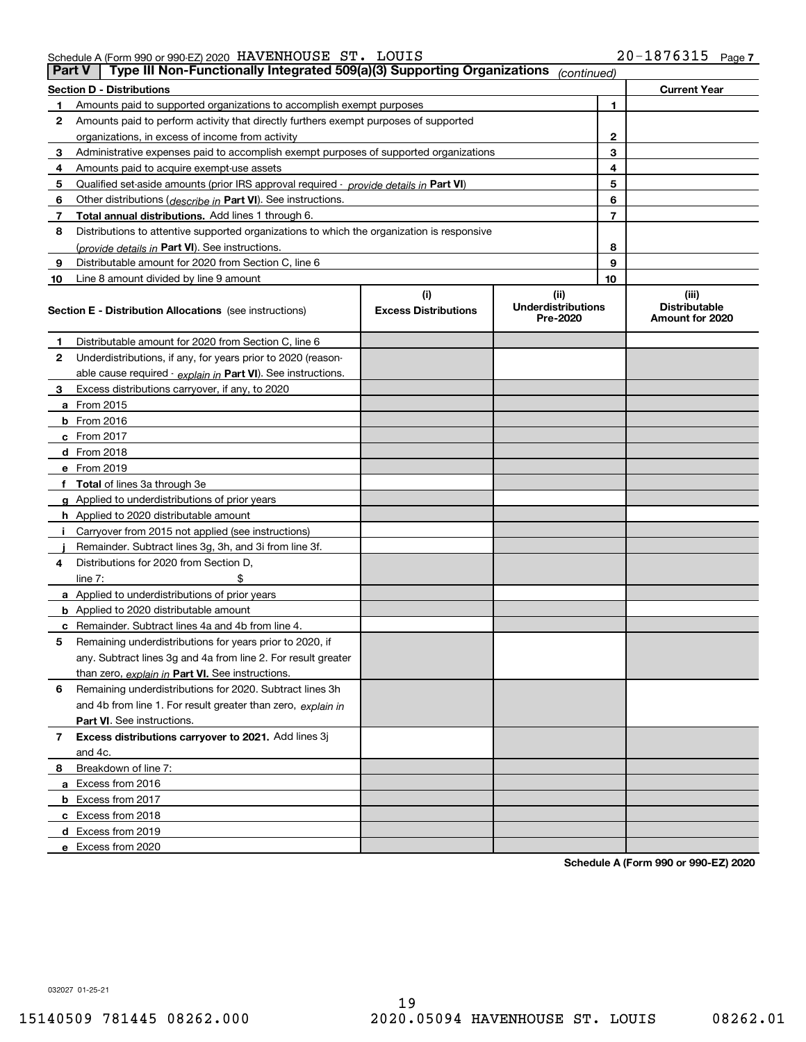Schedule A (Form 990 or 990-EZ) 2020 HAVENHOUSE ST. LOUIS 20-1876315 Page 7

## Part V Type III Non-Functionally Integrated 509(a)(3) Supporting Organizations *(continued)*

| Section D - Distributions | | Current Year |
|---|---|---|
| 1 Amounts paid to supported organizations to accomplish exempt purposes | 1 | |
| 2 Amounts paid to perform activity that directly furthers exempt purposes of supported organizations, in excess of income from activity | 2 | |
| 3 Administrative expenses paid to accomplish exempt purposes of supported organizations | 3 | |
| 4 Amounts paid to acquire exempt-use assets | 4 | |
| 5 Qualified set-aside amounts (prior IRS approval required - *provide details in* **Part VI**) | 5 | |
| 6 Other distributions (*describe in* **Part VI**). See instructions. | 6 | |
| 7 **Total annual distributions.** Add lines 1 through 6. | 7 | |
| 8 Distributions to attentive supported organizations to which the organization is responsive (*provide details in* **Part VI**). See instructions. | 8 | |
| 9 Distributable amount for 2020 from Section C, line 6 | 9 | |
| 10 Line 8 amount divided by line 9 amount | 10 | |

| Section E - Distribution Allocations (see instructions) | (i) Excess Distributions | (ii) Underdistributions Pre-2020 | (iii) Distributable Amount for 2020 |
|---|---|---|---|
| 1 Distributable amount for 2020 from Section C, line 6 | | | |
| 2 Underdistributions, if any, for years prior to 2020 (reasonable cause required - *explain in* **Part VI**). See instructions. | | | |
| 3 Excess distributions carryover, if any, to 2020 | | | |
| a From 2015 | | | |
| b From 2016 | | | |
| c From 2017 | | | |
| d From 2018 | | | |
| e From 2019 | | | |
| f **Total** of lines 3a through 3e | | | |
| g Applied to underdistributions of prior years | | | |
| h Applied to 2020 distributable amount | | | |
| i Carryover from 2015 not applied (see instructions) | | | |
| j Remainder. Subtract lines 3g, 3h, and 3i from line 3f. | | | |
| 4 Distributions for 2020 from Section D, line 7: $ | | | |
| a Applied to underdistributions of prior years | | | |
| b Applied to 2020 distributable amount | | | |
| c Remainder. Subtract lines 4a and 4b from line 4. | | | |
| 5 Remaining underdistributions for years prior to 2020, if any. Subtract lines 3g and 4a from line 2. For result greater than zero, *explain in* **Part VI.** See instructions. | | | |
| 6 Remaining underdistributions for 2020. Subtract lines 3h and 4b from line 1. For result greater than zero, *explain in* **Part VI**. See instructions. | | | |
| 7 **Excess distributions carryover to 2021.** Add lines 3j and 4c. | | | |
| 8 Breakdown of line 7: | | | |
| a Excess from 2016 | | | |
| b Excess from 2017 | | | |
| c Excess from 2018 | | | |
| d Excess from 2019 | | | |
| e Excess from 2020 | | | |

**Schedule A (Form 990 or 990-EZ) 2020**

032027 01-25-21

15140509 781445 08262.000 2020.05094 HAVENHOUSE ST. LOUIS 08262.01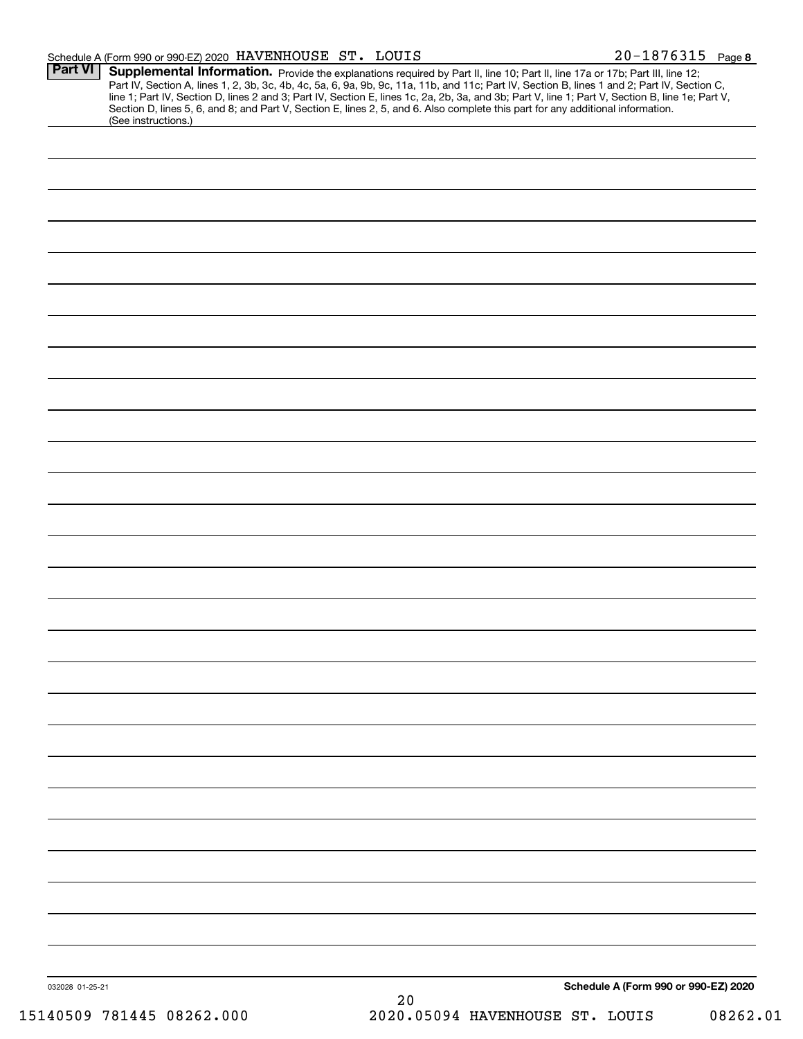Schedule A (Form 990 or 990-EZ) 2020 HAVENHOUSE ST. LOUIS 20-1876315 Page 8

**Part VI** **Supplemental Information.** Provide the explanations required by Part II, line 10; Part II, line 17a or 17b; Part III, line 12; Part IV, Section A, lines 1, 2, 3b, 3c, 4b, 4c, 5a, 6, 9a, 9b, 9c, 11a, 11b, and 11c; Part IV, Section B, lines 1 and 2; Part IV, Section C, line 1; Part IV, Section D, lines 2 and 3; Part IV, Section E, lines 1c, 2a, 2b, 3a, and 3b; Part V, line 1; Part V, Section B, line 1e; Part V, Section D, lines 5, 6, and 8; and Part V, Section E, lines 2, 5, and 6. Also complete this part for any additional information. (See instructions.)

032028 01-25-21

**Schedule A (Form 990 or 990-EZ) 2020**

15140509 781445 08262.000 2020.05094 HAVENHOUSE ST. LOUIS 08262.01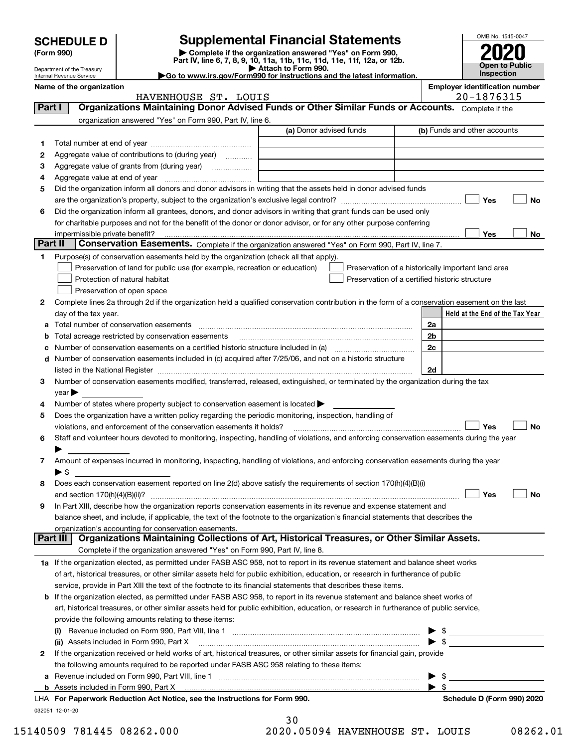# SCHEDULE D (Form 990)

Department of the Treasury
Internal Revenue Service

# Supplemental Financial Statements

▶ Complete if the organization answered "Yes" on Form 990, Part IV, line 6, 7, 8, 9, 10, 11a, 11b, 11c, 11d, 11e, 11f, 12a, or 12b.
▶ Attach to Form 990.
▶Go to www.irs.gov/Form990 for instructions and the latest information.

OMB No. 1545-0047

**2020**

**Open to Public Inspection**

**Name of the organization:** HAVENHOUSE ST. LOUIS

**Employer identification number:** 20-1876315

## Part I Organizations Maintaining Donor Advised Funds or Other Similar Funds or Accounts.

Complete if the organization answered "Yes" on Form 990, Part IV, line 6.

| | | (a) Donor advised funds | (b) Funds and other accounts |
|---|---|---|---|
| 1 | Total number at end of year | | |
| 2 | Aggregate value of contributions to (during year) | | |
| 3 | Aggregate value of grants from (during year) | | |
| 4 | Aggregate value at end of year | | |

5 Did the organization inform all donors and donor advisors in writing that the assets held in donor advised funds are the organization's property, subject to the organization's exclusive legal control? ☐ Yes ☐ No

6 Did the organization inform all grantees, donors, and donor advisors in writing that grant funds can be used only for charitable purposes and not for the benefit of the donor or donor advisor, or for any other purpose conferring impermissible private benefit? ☐ Yes ☐ No

## Part II Conservation Easements.

Complete if the organization answered "Yes" on Form 990, Part IV, line 7.

1 Purpose(s) of conservation easements held by the organization (check all that apply).

- ☐ Preservation of land for public use (for example, recreation or education)
- ☐ Protection of natural habitat
- ☐ Preservation of open space
- ☐ Preservation of a historically important land area
- ☐ Preservation of a certified historic structure

2 Complete lines 2a through 2d if the organization held a qualified conservation contribution in the form of a conservation easement on the last day of the tax year.

| | | | Held at the End of the Tax Year |
|---|---|---|---|
| a | Total number of conservation easements | 2a | |
| b | Total acreage restricted by conservation easements | 2b | |
| c | Number of conservation easements on a certified historic structure included in (a) | 2c | |
| d | Number of conservation easements included in (c) acquired after 7/25/06, and not on a historic structure listed in the National Register | 2d | |

3 Number of conservation easements modified, transferred, released, extinguished, or terminated by the organization during the tax year ▶

4 Number of states where property subject to conservation easement is located ▶

5 Does the organization have a written policy regarding the periodic monitoring, inspection, handling of violations, and enforcement of the conservation easements it holds? ☐ Yes ☐ No

6 Staff and volunteer hours devoted to monitoring, inspecting, handling of violations, and enforcing conservation easements during the year ▶

7 Amount of expenses incurred in monitoring, inspecting, handling of violations, and enforcing conservation easements during the year ▶ $

8 Does each conservation easement reported on line 2(d) above satisfy the requirements of section 170(h)(4)(B)(i) and section 170(h)(4)(B)(ii)? ☐ Yes ☐ No

9 In Part XIII, describe how the organization reports conservation easements in its revenue and expense statement and balance sheet, and include, if applicable, the text of the footnote to the organization's financial statements that describes the organization's accounting for conservation easements.

## Part III Organizations Maintaining Collections of Art, Historical Treasures, or Other Similar Assets.

Complete if the organization answered "Yes" on Form 990, Part IV, line 8.

1a If the organization elected, as permitted under FASB ASC 958, not to report in its revenue statement and balance sheet works of art, historical treasures, or other similar assets held for public exhibition, education, or research in furtherance of public service, provide in Part XIII the text of the footnote to its financial statements that describes these items.

b If the organization elected, as permitted under FASB ASC 958, to report in its revenue statement and balance sheet works of art, historical treasures, or other similar assets held for public exhibition, education, or research in furtherance of public service, provide the following amounts relating to these items:

(i) Revenue included on Form 990, Part VIII, line 1 ▶ $

(ii) Assets included in Form 990, Part X ▶ $

2 If the organization received or held works of art, historical treasures, or other similar assets for financial gain, provide the following amounts required to be reported under FASB ASC 958 relating to these items:

a Revenue included on Form 990, Part VIII, line 1 ▶ $

b Assets included in Form 990, Part X ▶ $

LHA For Paperwork Reduction Act Notice, see the Instructions for Form 990. Schedule D (Form 990) 2020

032051 12-01-20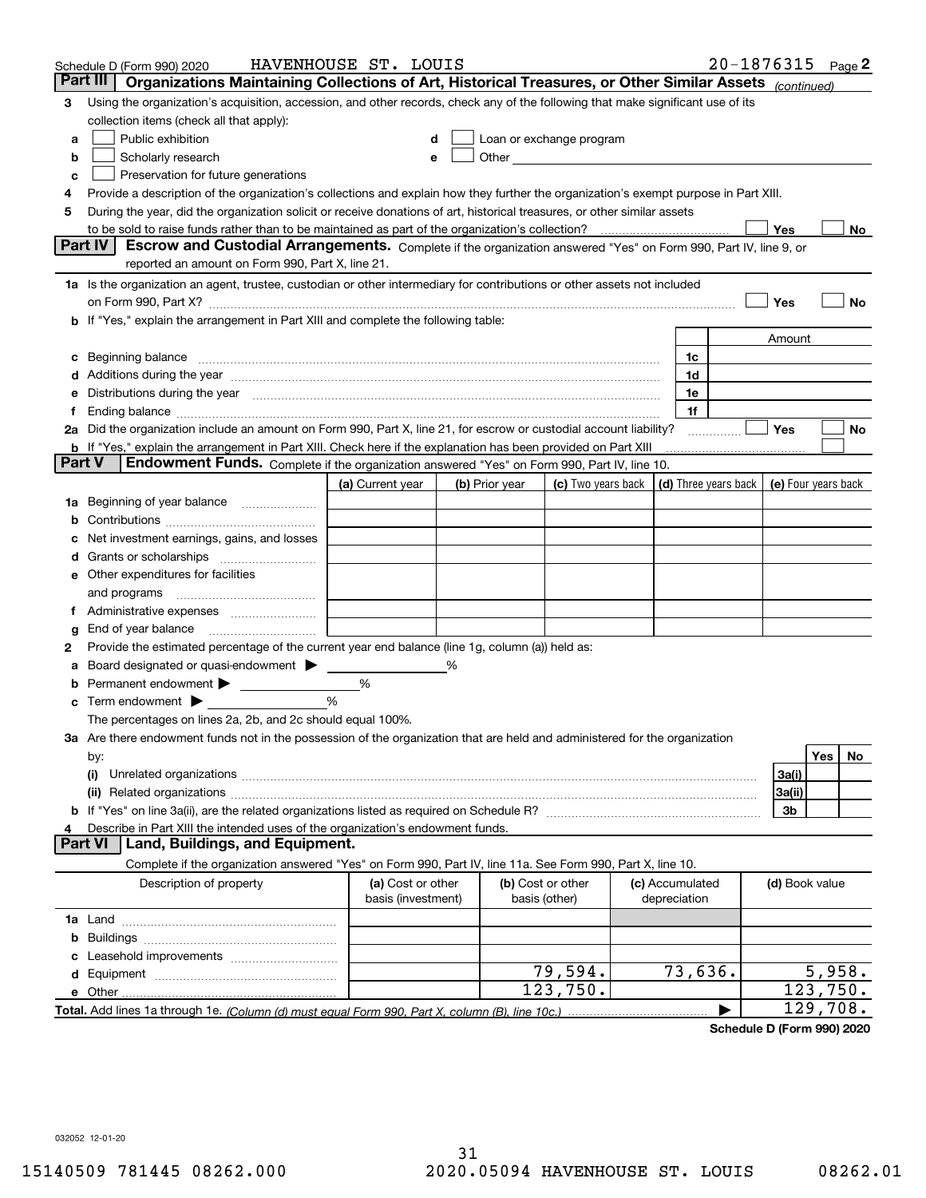Schedule D (Form 990) 2020 HAVENHOUSE ST. LOUIS 20-1876315 Page 2

## Part III Organizations Maintaining Collections of Art, Historical Treasures, or Other Similar Assets *(continued)*

3 Using the organization's acquisition, accession, and other records, check any of the following that make significant use of its collection items (check all that apply):

a ☐ Public exhibition
b ☐ Scholarly research
c ☐ Preservation for future generations
d ☐ Loan or exchange program
e ☐ Other

4 Provide a description of the organization's collections and explain how they further the organization's exempt purpose in Part XIII.

5 During the year, did the organization solicit or receive donations of art, historical treasures, or other similar assets to be sold to raise funds rather than to be maintained as part of the organization's collection? ☐ Yes ☐ No

## Part IV Escrow and Custodial Arrangements.

Complete if the organization answered "Yes" on Form 990, Part IV, line 9, or reported an amount on Form 990, Part X, line 21.

1a Is the organization an agent, trustee, custodian or other intermediary for contributions or other assets not included on Form 990, Part X? ☐ Yes ☐ No

b If "Yes," explain the arrangement in Part XIII and complete the following table:

| | | Amount |
|---|---|---|
| c Beginning balance | 1c | |
| d Additions during the year | 1d | |
| e Distributions during the year | 1e | |
| f Ending balance | 1f | |

2a Did the organization include an amount on Form 990, Part X, line 21, for escrow or custodial account liability? ☐ Yes ☐ No

b If "Yes," explain the arrangement in Part XIII. Check here if the explanation has been provided on Part XIII ☐

## Part V Endowment Funds.

Complete if the organization answered "Yes" on Form 990, Part IV, line 10.

| | (a) Current year | (b) Prior year | (c) Two years back | (d) Three years back | (e) Four years back |
|---|---|---|---|---|---|
| 1a Beginning of year balance | | | | | |
| b Contributions | | | | | |
| c Net investment earnings, gains, and losses | | | | | |
| d Grants or scholarships | | | | | |
| e Other expenditures for facilities and programs | | | | | |
| f Administrative expenses | | | | | |
| g End of year balance | | | | | |

2 Provide the estimated percentage of the current year end balance (line 1g, column (a)) held as:

a Board designated or quasi-endowment ▶ %

b Permanent endowment ▶ %

c Term endowment ▶ %

The percentages on lines 2a, 2b, and 2c should equal 100%.

3a Are there endowment funds not in the possession of the organization that are held and administered for the organization by:

| | | Yes | No |
|---|---|---|---|
| (i) Unrelated organizations | 3a(i) | | |
| (ii) Related organizations | 3a(ii) | | |
| b If "Yes" on line 3a(ii), are the related organizations listed as required on Schedule R? | 3b | | |

4 Describe in Part XIII the intended uses of the organization's endowment funds.

## Part VI Land, Buildings, and Equipment.

Complete if the organization answered "Yes" on Form 990, Part IV, line 11a. See Form 990, Part X, line 10.

| Description of property | (a) Cost or other basis (investment) | (b) Cost or other basis (other) | (c) Accumulated depreciation | (d) Book value |
|---|---|---|---|---|
| 1a Land | | | | |
| b Buildings | | | | |
| c Leasehold improvements | | | | |
| d Equipment | | 79,594. | 73,636. | 5,958. |
| e Other | | 123,750. | | 123,750. |
| **Total.** Add lines 1a through 1e. *(Column (d) must equal Form 990, Part X, column (B), line 10c.)* | | | ▶ | 129,708. |

**Schedule D (Form 990) 2020**

032052 12-01-20

15140509 781445 08262.000 2020.05094 HAVENHOUSE ST. LOUIS 08262.01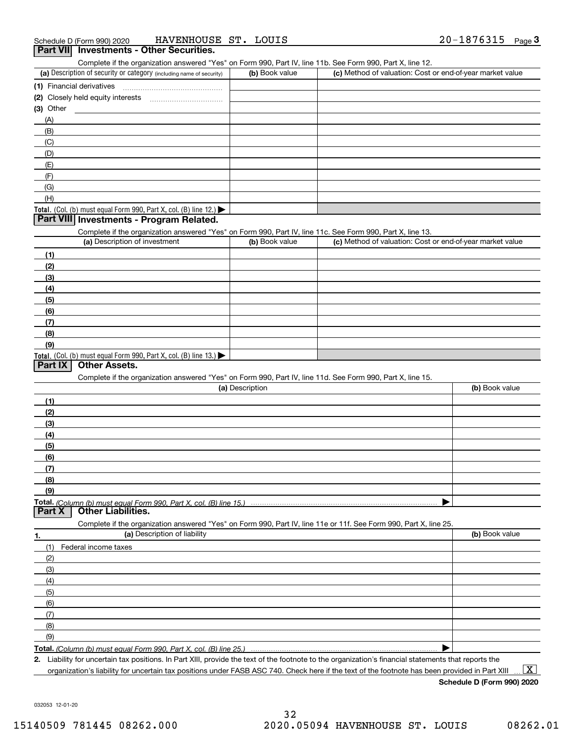Schedule D (Form 990) 2020 HAVENHOUSE ST. LOUIS 20-1876315 Page 3

## Part VII Investments - Other Securities.

Complete if the organization answered "Yes" on Form 990, Part IV, line 11b. See Form 990, Part X, line 12.

| (a) Description of security or category (including name of security) | (b) Book value | (c) Method of valuation: Cost or end-of-year market value |
|---|---|---|
| (1) Financial derivatives | | |
| (2) Closely held equity interests | | |
| (3) Other | | |
| (A) | | |
| (B) | | |
| (C) | | |
| (D) | | |
| (E) | | |
| (F) | | |
| (G) | | |
| (H) | | |
| **Total.** (Col. (b) must equal Form 990, Part X, col. (B) line 12.) ▶ | | |

## Part VIII Investments - Program Related.

Complete if the organization answered "Yes" on Form 990, Part IV, line 11c. See Form 990, Part X, line 13.

| (a) Description of investment | (b) Book value | (c) Method of valuation: Cost or end-of-year market value |
|---|---|---|
| (1) | | |
| (2) | | |
| (3) | | |
| (4) | | |
| (5) | | |
| (6) | | |
| (7) | | |
| (8) | | |
| (9) | | |
| **Total.** (Col. (b) must equal Form 990, Part X, col. (B) line 13.) ▶ | | |

## Part IX Other Assets.

Complete if the organization answered "Yes" on Form 990, Part IV, line 11d. See Form 990, Part X, line 15.

| (a) Description | (b) Book value |
|---|---|
| (1) | |
| (2) | |
| (3) | |
| (4) | |
| (5) | |
| (6) | |
| (7) | |
| (8) | |
| (9) | |
| **Total.** *(Column (b) must equal Form 990, Part X, col. (B) line 15.)* ▶ | |

## Part X Other Liabilities.

Complete if the organization answered "Yes" on Form 990, Part IV, line 11e or 11f. See Form 990, Part X, line 25.

| 1. (a) Description of liability | (b) Book value |
|---|---|
| (1) Federal income taxes | |
| (2) | |
| (3) | |
| (4) | |
| (5) | |
| (6) | |
| (7) | |
| (8) | |
| (9) | |
| **Total.** *(Column (b) must equal Form 990, Part X, col. (B) line 25.)* ▶ | |

2. Liability for uncertain tax positions. In Part XIII, provide the text of the footnote to the organization's financial statements that reports the organization's liability for uncertain tax positions under FASB ASC 740. Check here if the text of the footnote has been provided in Part XIII ... [X]

**Schedule D (Form 990) 2020**

032053 12-01-20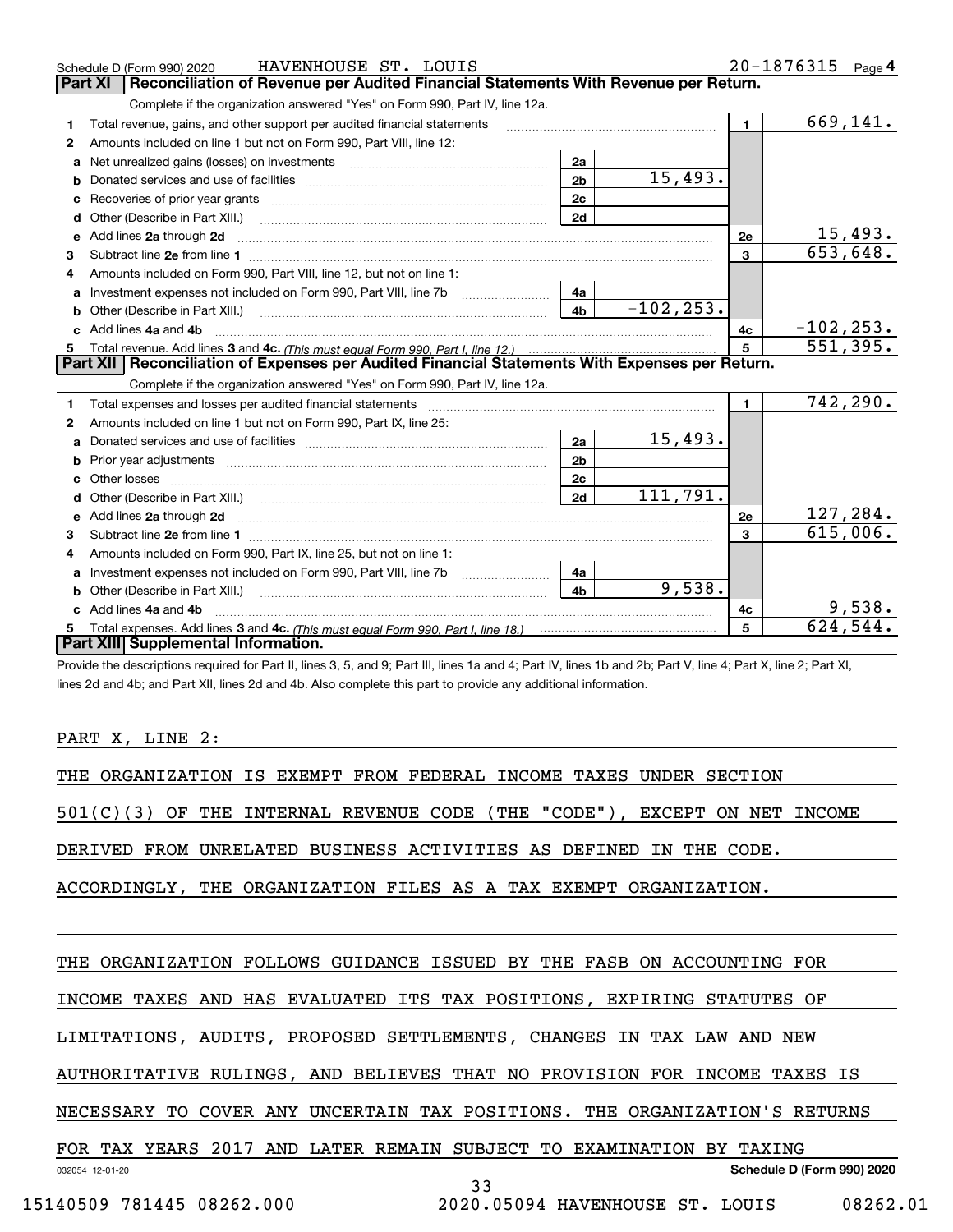Schedule D (Form 990) 2020 HAVENHOUSE ST. LOUIS 20-1876315

## Part XI Reconciliation of Revenue per Audited Financial Statements With Revenue per Return.

Complete if the organization answered "Yes" on Form 990, Part IV, line 12a.

| | | | | | |
|---|---|---|---|---|---|
| 1 | Total revenue, gains, and other support per audited financial statements | | | 1 | 669,141. |
| 2 | Amounts included on line 1 but not on Form 990, Part VIII, line 12: | | | | |
| a | Net unrealized gains (losses) on investments | 2a | | | |
| b | Donated services and use of facilities | 2b | 15,493. | | |
| c | Recoveries of prior year grants | 2c | | | |
| d | Other (Describe in Part XIII.) | 2d | | | |
| e | Add lines 2a through 2d | | | 2e | 15,493. |
| 3 | Subtract line 2e from line 1 | | | 3 | 653,648. |
| 4 | Amounts included on Form 990, Part VIII, line 12, but not on line 1: | | | | |
| a | Investment expenses not included on Form 990, Part VIII, line 7b | 4a | | | |
| b | Other (Describe in Part XIII.) | 4b | -102,253. | | |
| c | Add lines 4a and 4b | | | 4c | -102,253. |
| 5 | Total revenue. Add lines 3 and 4c. *(This must equal Form 990, Part I, line 12.)* | | | 5 | 551,395. |

## Part XII Reconciliation of Expenses per Audited Financial Statements With Expenses per Return.

Complete if the organization answered "Yes" on Form 990, Part IV, line 12a.

| | | | | | |
|---|---|---|---|---|---|
| 1 | Total expenses and losses per audited financial statements | | | 1 | 742,290. |
| 2 | Amounts included on line 1 but not on Form 990, Part IX, line 25: | | | | |
| a | Donated services and use of facilities | 2a | 15,493. | | |
| b | Prior year adjustments | 2b | | | |
| c | Other losses | 2c | | | |
| d | Other (Describe in Part XIII.) | 2d | 111,791. | | |
| e | Add lines 2a through 2d | | | 2e | 127,284. |
| 3 | Subtract line 2e from line 1 | | | 3 | 615,006. |
| 4 | Amounts included on Form 990, Part IX, line 25, but not on line 1: | | | | |
| a | Investment expenses not included on Form 990, Part VIII, line 7b | 4a | | | |
| b | Other (Describe in Part XIII.) | 4b | 9,538. | | |
| c | Add lines 4a and 4b | | | 4c | 9,538. |
| 5 | Total expenses. Add lines 3 and 4c. *(This must equal Form 990, Part I, line 18.)* | | | 5 | 624,544. |

## Part XIII Supplemental Information.

Provide the descriptions required for Part II, lines 3, 5, and 9; Part III, lines 1a and 4; Part IV, lines 1b and 2b; Part V, line 4; Part X, line 2; Part XI, lines 2d and 4b; and Part XII, lines 2d and 4b. Also complete this part to provide any additional information.

PART X, LINE 2:

THE ORGANIZATION IS EXEMPT FROM FEDERAL INCOME TAXES UNDER SECTION 501(C)(3) OF THE INTERNAL REVENUE CODE (THE "CODE"), EXCEPT ON NET INCOME DERIVED FROM UNRELATED BUSINESS ACTIVITIES AS DEFINED IN THE CODE. ACCORDINGLY, THE ORGANIZATION FILES AS A TAX EXEMPT ORGANIZATION.

THE ORGANIZATION FOLLOWS GUIDANCE ISSUED BY THE FASB ON ACCOUNTING FOR INCOME TAXES AND HAS EVALUATED ITS TAX POSITIONS, EXPIRING STATUTES OF LIMITATIONS, AUDITS, PROPOSED SETTLEMENTS, CHANGES IN TAX LAW AND NEW AUTHORITATIVE RULINGS, AND BELIEVES THAT NO PROVISION FOR INCOME TAXES IS NECESSARY TO COVER ANY UNCERTAIN TAX POSITIONS. THE ORGANIZATION'S RETURNS FOR TAX YEARS 2017 AND LATER REMAIN SUBJECT TO EXAMINATION BY TAXING

032054 12-01-20 Schedule D (Form 990) 2020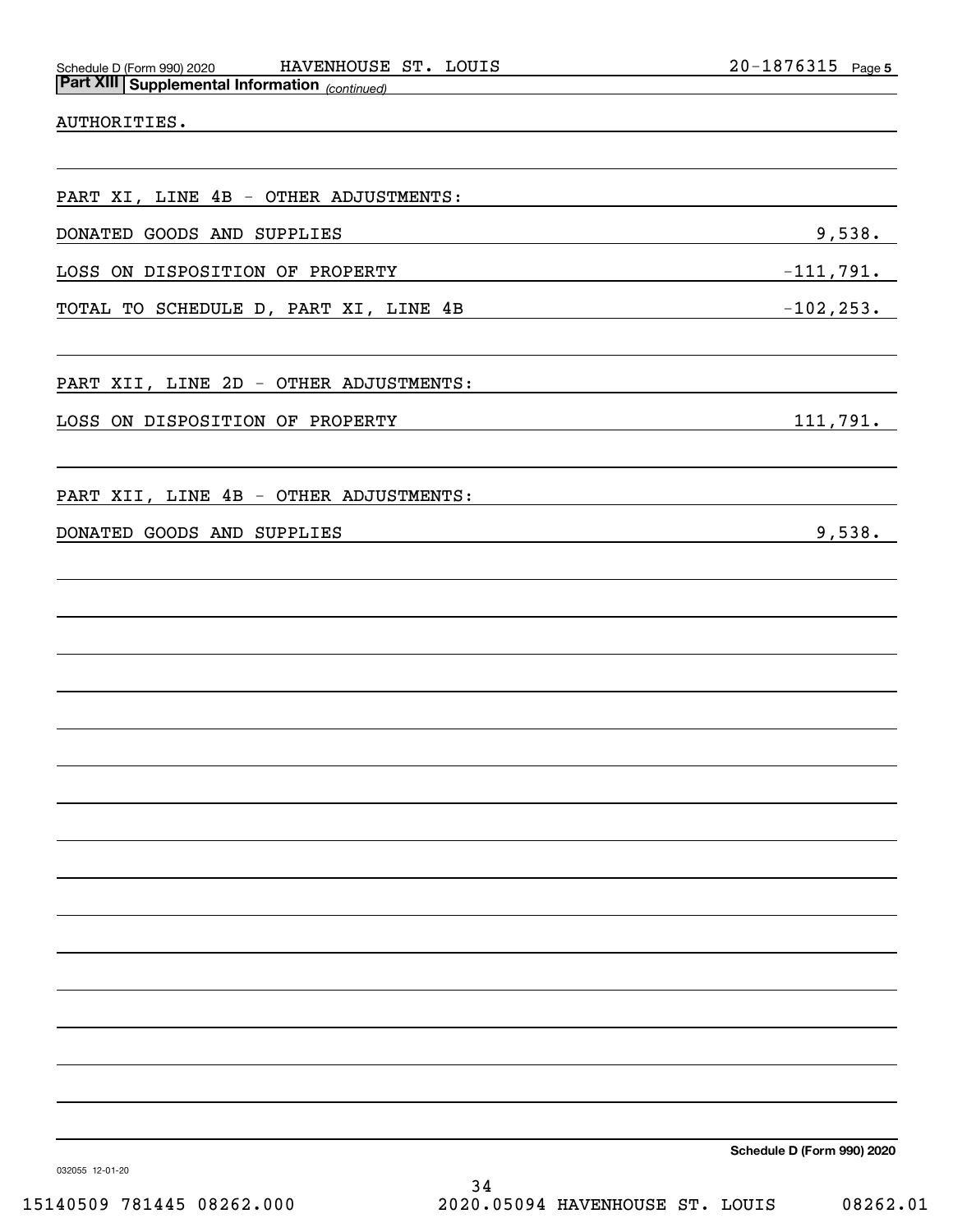**Part XIII Supplemental Information** *(continued)*

AUTHORITIES.

PART XI, LINE 4B - OTHER ADJUSTMENTS:

| | |
|---|---|
| DONATED GOODS AND SUPPLIES | 9,538. |
| LOSS ON DISPOSITION OF PROPERTY | -111,791. |
| TOTAL TO SCHEDULE D, PART XI, LINE 4B | -102,253. |

PART XII, LINE 2D - OTHER ADJUSTMENTS:

| | |
|---|---|
| LOSS ON DISPOSITION OF PROPERTY | 111,791. |

PART XII, LINE 4B - OTHER ADJUSTMENTS:

| | |
|---|---|
| DONATED GOODS AND SUPPLIES | 9,538. |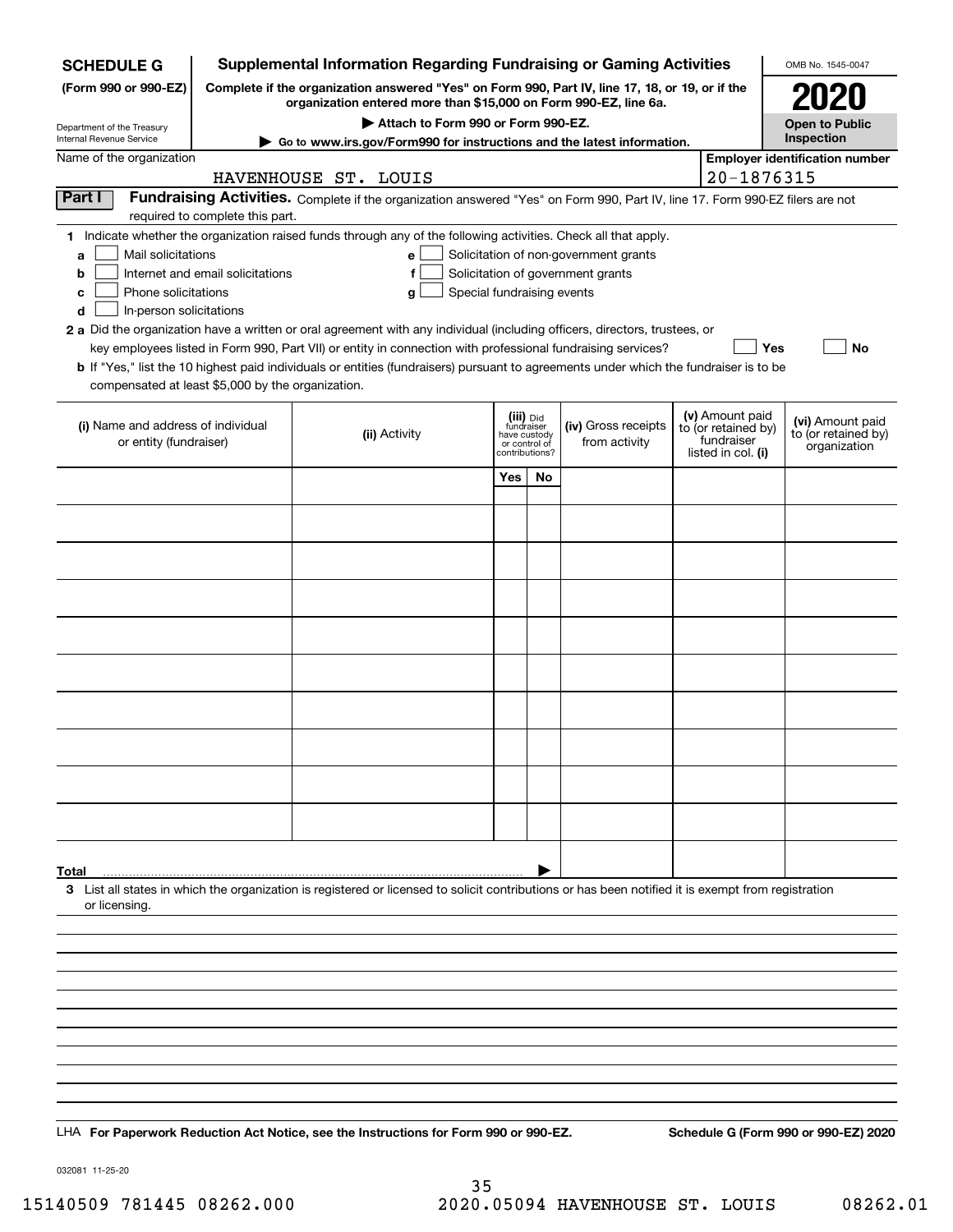**SCHEDULE G (Form 990 or 990-EZ)**

Department of the Treasury
Internal Revenue Service

# Supplemental Information Regarding Fundraising or Gaming Activities

**Complete if the organization answered "Yes" on Form 990, Part IV, line 17, 18, or 19, or if the organization entered more than $15,000 on Form 990-EZ, line 6a.**

▶ **Attach to Form 990 or Form 990-EZ.**

▶ **Go to www.irs.gov/Form990 for instructions and the latest information.**

OMB No. 1545-0047

**2020**

**Open to Public Inspection**

Name of the organization: HAVENHOUSE ST. LOUIS

**Employer identification number:** 20-1876315

## Part I Fundraising Activities.

Complete if the organization answered "Yes" on Form 990, Part IV, line 17. Form 990-EZ filers are not required to complete this part.

**1** Indicate whether the organization raised funds through any of the following activities. Check all that apply.

- **a** ☐ Mail solicitations
- **b** ☐ Internet and email solicitations
- **c** ☐ Phone solicitations
- **d** ☐ In-person solicitations
- **e** ☐ Solicitation of non-government grants
- **f** ☐ Solicitation of government grants
- **g** ☐ Special fundraising events

**2 a** Did the organization have a written or oral agreement with any individual (including officers, directors, trustees, or key employees listed in Form 990, Part VII) or entity in connection with professional fundraising services? ☐ **Yes** ☐ **No**

**b** If "Yes," list the 10 highest paid individuals or entities (fundraisers) pursuant to agreements under which the fundraiser is to be compensated at least $5,000 by the organization.

| (i) Name and address of individual or entity (fundraiser) | (ii) Activity | (iii) Did fundraiser have custody or control of contributions? | | (iv) Gross receipts from activity | (v) Amount paid to (or retained by) fundraiser listed in col. (i) | (vi) Amount paid to (or retained by) organization |
|---|---|---|---|---|---|---|
| | | Yes | No | | | |
| | | | | | | |
| | | | | | | |
| | | | | | | |
| | | | | | | |
| | | | | | | |
| | | | | | | |
| | | | | | | |
| | | | | | | |
| | | | | | | |
| | | | | | | |
| **Total** ▶ | | | | | | |

**3** List all states in which the organization is registered or licensed to solicit contributions or has been notified it is exempt from registration or licensing.

LHA **For Paperwork Reduction Act Notice, see the Instructions for Form 990 or 990-EZ.**

**Schedule G (Form 990 or 990-EZ) 2020**

032081 11-25-20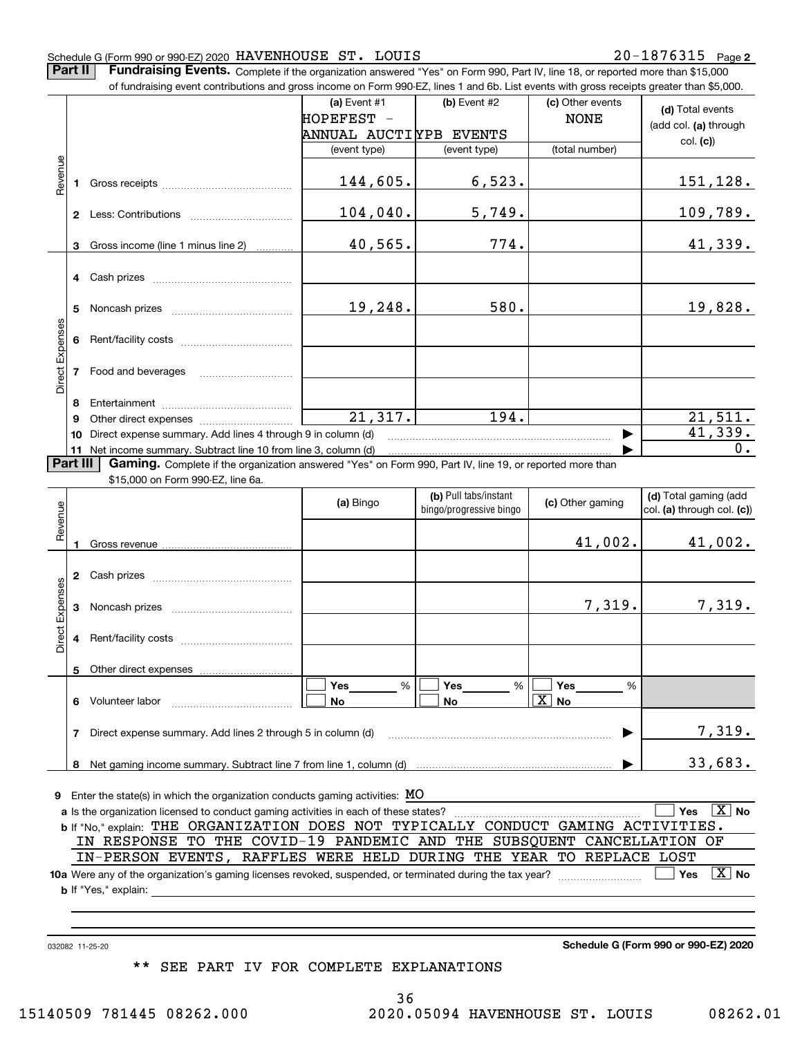Schedule G (Form 990 or 990-EZ) 2020 HAVENHOUSE ST. LOUIS 20-1876315 Page 2

**Part II** **Fundraising Events.** Complete if the organization answered "Yes" on Form 990, Part IV, line 18, or reported more than $15,000 of fundraising event contributions and gross income on Form 990-EZ, lines 1 and 6b. List events with gross receipts greater than $5,000.

| | | (a) Event #1 HOPEFEST - ANNUAL AUCTI (event type) | (b) Event #2 YPB EVENTS (event type) | (c) Other events NONE (total number) | (d) Total events (add col. (a) through col. (c)) |
|---|---|---|---|---|---|
| Revenue | 1 Gross receipts | 144,605. | 6,523. | | 151,128. |
| | 2 Less: Contributions | 104,040. | 5,749. | | 109,789. |
| | 3 Gross income (line 1 minus line 2) | 40,565. | 774. | | 41,339. |
| Direct Expenses | 4 Cash prizes | | | | |
| | 5 Noncash prizes | 19,248. | 580. | | 19,828. |
| | 6 Rent/facility costs | | | | |
| | 7 Food and beverages | | | | |
| | 8 Entertainment | | | | |
| | 9 Other direct expenses | 21,317. | 194. | | 21,511. |
| | 10 Direct expense summary. Add lines 4 through 9 in column (d) | | | ▶ | 41,339. |
| | 11 Net income summary. Subtract line 10 from line 3, column (d) | | | ▶ | 0. |

**Part III** **Gaming.** Complete if the organization answered "Yes" on Form 990, Part IV, line 19, or reported more than $15,000 on Form 990-EZ, line 6a.

| | | (a) Bingo | (b) Pull tabs/instant bingo/progressive bingo | (c) Other gaming | (d) Total gaming (add col. (a) through col. (c)) |
|---|---|---|---|---|---|
| Revenue | 1 Gross revenue | | | 41,002. | 41,002. |
| Direct Expenses | 2 Cash prizes | | | | |
| | 3 Noncash prizes | | | 7,319. | 7,319. |
| | 4 Rent/facility costs | | | | |
| | 5 Other direct expenses | | | | |
| | 6 Volunteer labor | ☐ Yes ___ % ☐ No | ☐ Yes ___ % ☐ No | ☐ Yes ___ % [X] No | |
| | 7 Direct expense summary. Add lines 2 through 5 in column (d) | | | ▶ | 7,319. |
| | 8 Net gaming income summary. Subtract line 7 from line 1, column (d) | | | ▶ | 33,683. |

**9** Enter the state(s) in which the organization conducts gaming activities: MO

**a** Is the organization licensed to conduct gaming activities in each of these states? ☐ Yes [X] No

**b** If "No," explain: THE ORGANIZATION DOES NOT TYPICALLY CONDUCT GAMING ACTIVITIES. IN RESPONSE TO THE COVID-19 PANDEMIC AND THE SUBSQUENT CANCELLATION OF IN-PERSON EVENTS, RAFFLES WERE HELD DURING THE YEAR TO REPLACE LOST

**10a** Were any of the organization's gaming licenses revoked, suspended, or terminated during the tax year? ☐ Yes [X] No

**b** If "Yes," explain:

032082 11-25-20 **Schedule G (Form 990 or 990-EZ) 2020**

** SEE PART IV FOR COMPLETE EXPLANATIONS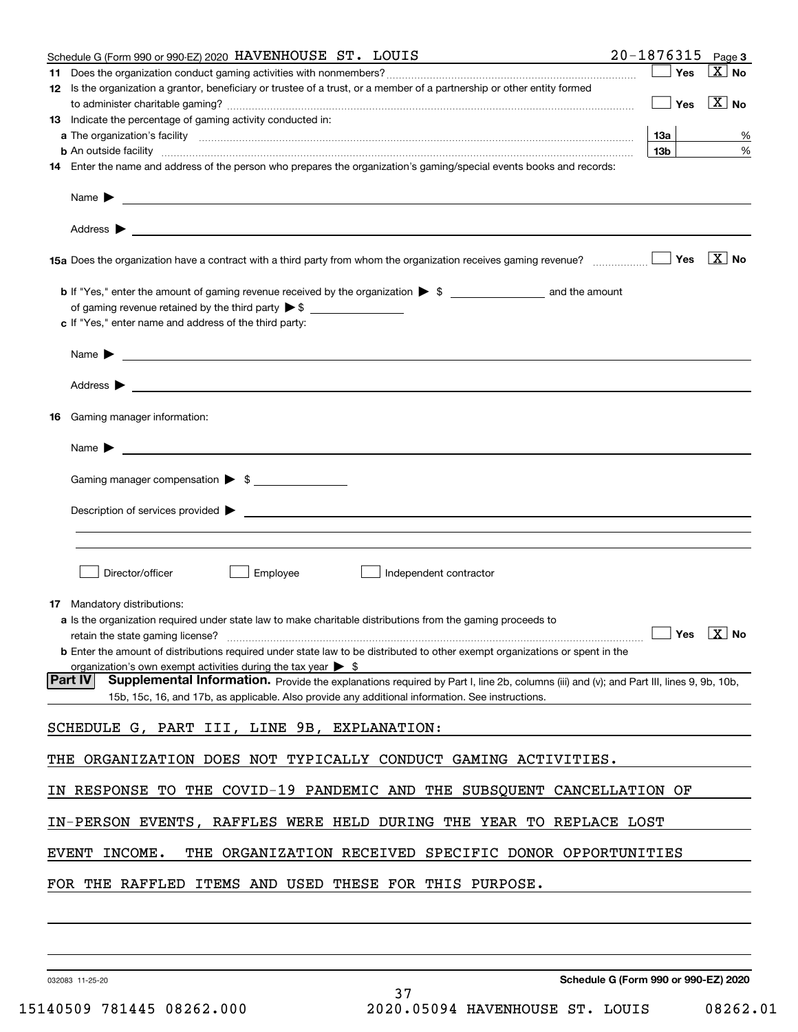Schedule G (Form 990 or 990-EZ) 2020 HAVENHOUSE ST. LOUIS 20-1876315 Page 3

**11** Does the organization conduct gaming activities with nonmembers? ☐ Yes ☒ No

**12** Is the organization a grantor, beneficiary or trustee of a trust, or a member of a partnership or other entity formed to administer charitable gaming? ☐ Yes ☒ No

**13** Indicate the percentage of gaming activity conducted in:

**a** The organization's facility **13a** %

**b** An outside facility **13b** %

**14** Enter the name and address of the person who prepares the organization's gaming/special events books and records:

Name ▶

Address ▶

**15a** Does the organization have a contract with a third party from whom the organization receives gaming revenue? ☐ Yes ☒ No

**b** If "Yes," enter the amount of gaming revenue received by the organization ▶ $ ______ and the amount of gaming revenue retained by the third party ▶ $ ______

**c** If "Yes," enter name and address of the third party:

Name ▶

Address ▶

**16** Gaming manager information:

Name ▶

Gaming manager compensation ▶ $

Description of services provided ▶

☐ Director/officer ☐ Employee ☐ Independent contractor

**17** Mandatory distributions:

**a** Is the organization required under state law to make charitable distributions from the gaming proceeds to retain the state gaming license? ☐ Yes ☒ No

**b** Enter the amount of distributions required under state law to be distributed to other exempt organizations or spent in the organization's own exempt activities during the tax year ▶ $

**Part IV** **Supplemental Information.** Provide the explanations required by Part I, line 2b, columns (iii) and (v); and Part III, lines 9, 9b, 10b, 15b, 15c, 16, and 17b, as applicable. Also provide any additional information. See instructions.

SCHEDULE G, PART III, LINE 9B, EXPLANATION:

THE ORGANIZATION DOES NOT TYPICALLY CONDUCT GAMING ACTIVITIES. IN RESPONSE TO THE COVID-19 PANDEMIC AND THE SUBSEQUENT CANCELLATION OF IN-PERSON EVENTS, RAFFLES WERE HELD DURING THE YEAR TO REPLACE LOST EVENT INCOME. THE ORGANIZATION RECEIVED SPECIFIC DONOR OPPORTUNITIES FOR THE RAFFLED ITEMS AND USED THESE FOR THIS PURPOSE.

032083 11-25-20 **Schedule G (Form 990 or 990-EZ) 2020**

15140509 781445 08262.000 2020.05094 HAVENHOUSE ST. LOUIS 08262.01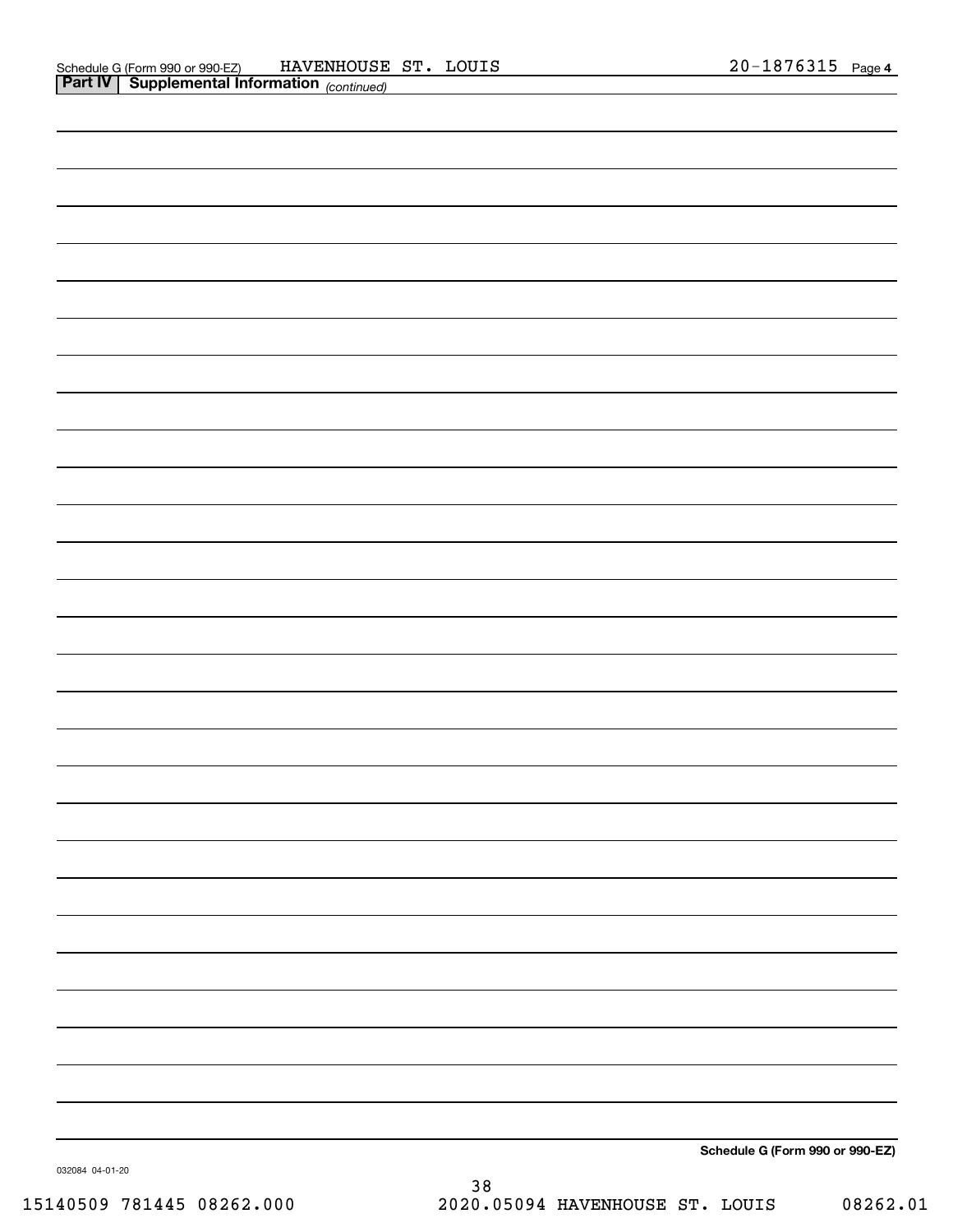Schedule G (Form 990 or 990-EZ) HAVENHOUSE ST. LOUIS 20-1876315 Page 4

**Part IV | Supplemental Information** *(continued)*

**Schedule G (Form 990 or 990-EZ)**

032084 04-01-20

15140509 781445 08262.000 2020.05094 HAVENHOUSE ST. LOUIS 08262.01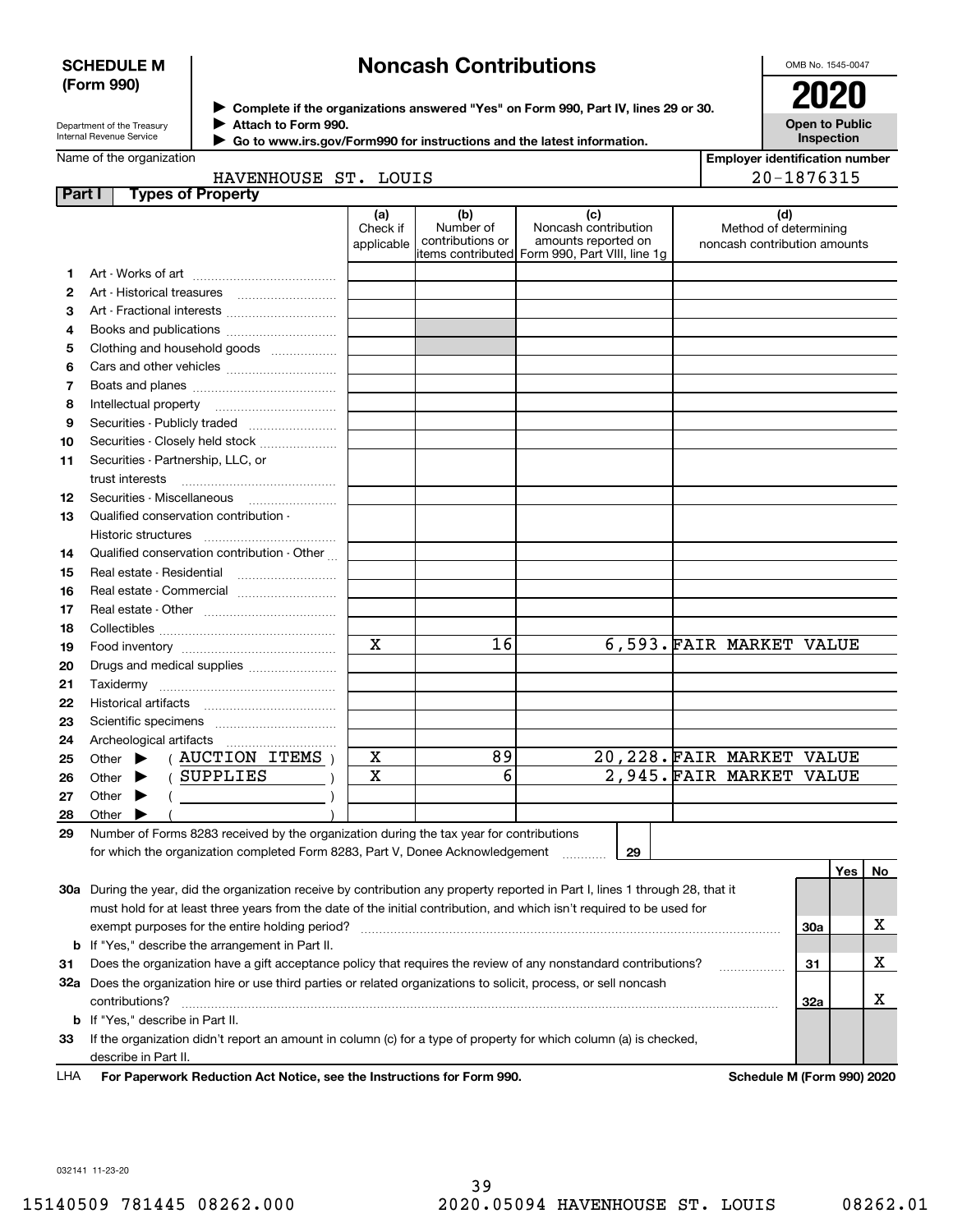**SCHEDULE M (Form 990)**

# Noncash Contributions

Department of the Treasury
Internal Revenue Service

▶ Complete if the organizations answered "Yes" on Form 990, Part IV, lines 29 or 30.
▶ Attach to Form 990.
▶ Go to www.irs.gov/Form990 for instructions and the latest information.

OMB No. 1545-0047

**2020**

**Open to Public Inspection**

Name of the organization: HAVENHOUSE ST. LOUIS

Employer identification number: 20-1876315

**Part I — Types of Property**

| | | (a) Check if applicable | (b) Number of contributions or items contributed | (c) Noncash contribution amounts reported on Form 990, Part VIII, line 1g | (d) Method of determining noncash contribution amounts |
|---|---|---|---|---|---|
| 1 | Art - Works of art | | | | |
| 2 | Art - Historical treasures | | | | |
| 3 | Art - Fractional interests | | | | |
| 4 | Books and publications | | | | |
| 5 | Clothing and household goods | | | | |
| 6 | Cars and other vehicles | | | | |
| 7 | Boats and planes | | | | |
| 8 | Intellectual property | | | | |
| 9 | Securities - Publicly traded | | | | |
| 10 | Securities - Closely held stock | | | | |
| 11 | Securities - Partnership, LLC, or trust interests | | | | |
| 12 | Securities - Miscellaneous | | | | |
| 13 | Qualified conservation contribution - Historic structures | | | | |
| 14 | Qualified conservation contribution - Other | | | | |
| 15 | Real estate - Residential | | | | |
| 16 | Real estate - Commercial | | | | |
| 17 | Real estate - Other | | | | |
| 18 | Collectibles | | | | |
| 19 | Food inventory | X | 16 | 6,593. | FAIR MARKET VALUE |
| 20 | Drugs and medical supplies | | | | |
| 21 | Taxidermy | | | | |
| 22 | Historical artifacts | | | | |
| 23 | Scientific specimens | | | | |
| 24 | Archeological artifacts | | | | |
| 25 | Other ▶ ( AUCTION ITEMS ) | X | 89 | 20,228. | FAIR MARKET VALUE |
| 26 | Other ▶ ( SUPPLIES ) | X | 6 | 2,945. | FAIR MARKET VALUE |
| 27 | Other ▶ ( ) | | | | |
| 28 | Other ▶ ( ) | | | | |

**29** Number of Forms 8283 received by the organization during the tax year for contributions for which the organization completed Form 8283, Part V, Donee Acknowledgement ..... **29**

| | | | Yes | No |
|---|---|---|---|---|
| **30a** | During the year, did the organization receive by contribution any property reported in Part I, lines 1 through 28, that it must hold for at least three years from the date of the initial contribution, and which isn't required to be used for exempt purposes for the entire holding period? | 30a | | X |
| **b** | If "Yes," describe the arrangement in Part II. | | | |
| **31** | Does the organization have a gift acceptance policy that requires the review of any nonstandard contributions? | 31 | | X |
| **32a** | Does the organization hire or use third parties or related organizations to solicit, process, or sell noncash contributions? | 32a | | X |
| **b** | If "Yes," describe in Part II. | | | |
| **33** | If the organization didn't report an amount in column (c) for a type of property for which column (a) is checked, describe in Part II. | | | |

LHA **For Paperwork Reduction Act Notice, see the Instructions for Form 990.** **Schedule M (Form 990) 2020**

032141 11-23-20

15140509 781445 08262.000 2020.05094 HAVENHOUSE ST. LOUIS 08262.01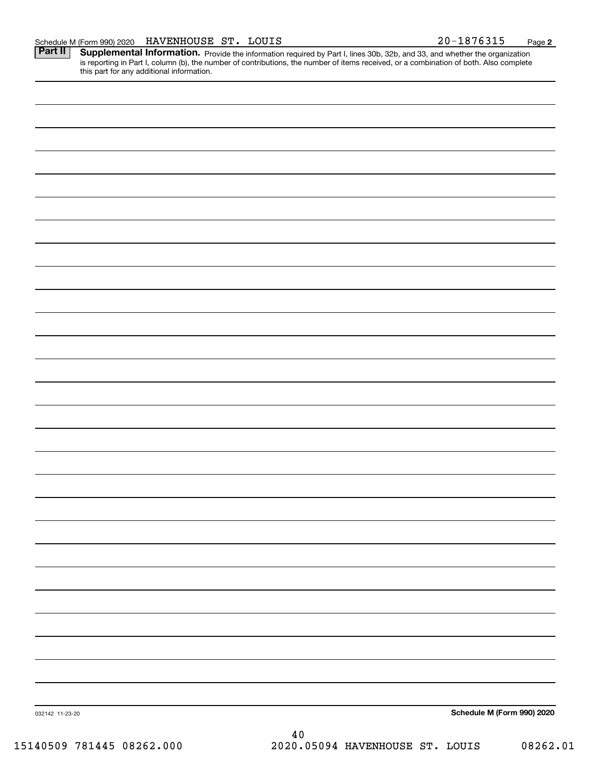Schedule M (Form 990) 2020 HAVENHOUSE ST. LOUIS 20-1876315

## Part II Supplemental Information.

Provide the information required by Part I, lines 30b, 32b, and 33, and whether the organization is reporting in Part I, column (b), the number of contributions, the number of items received, or a combination of both. Also complete this part for any additional information.

032142 11-23-20

**Schedule M (Form 990) 2020**

15140509 781445 08262.000 2020.05094 HAVENHOUSE ST. LOUIS 08262.01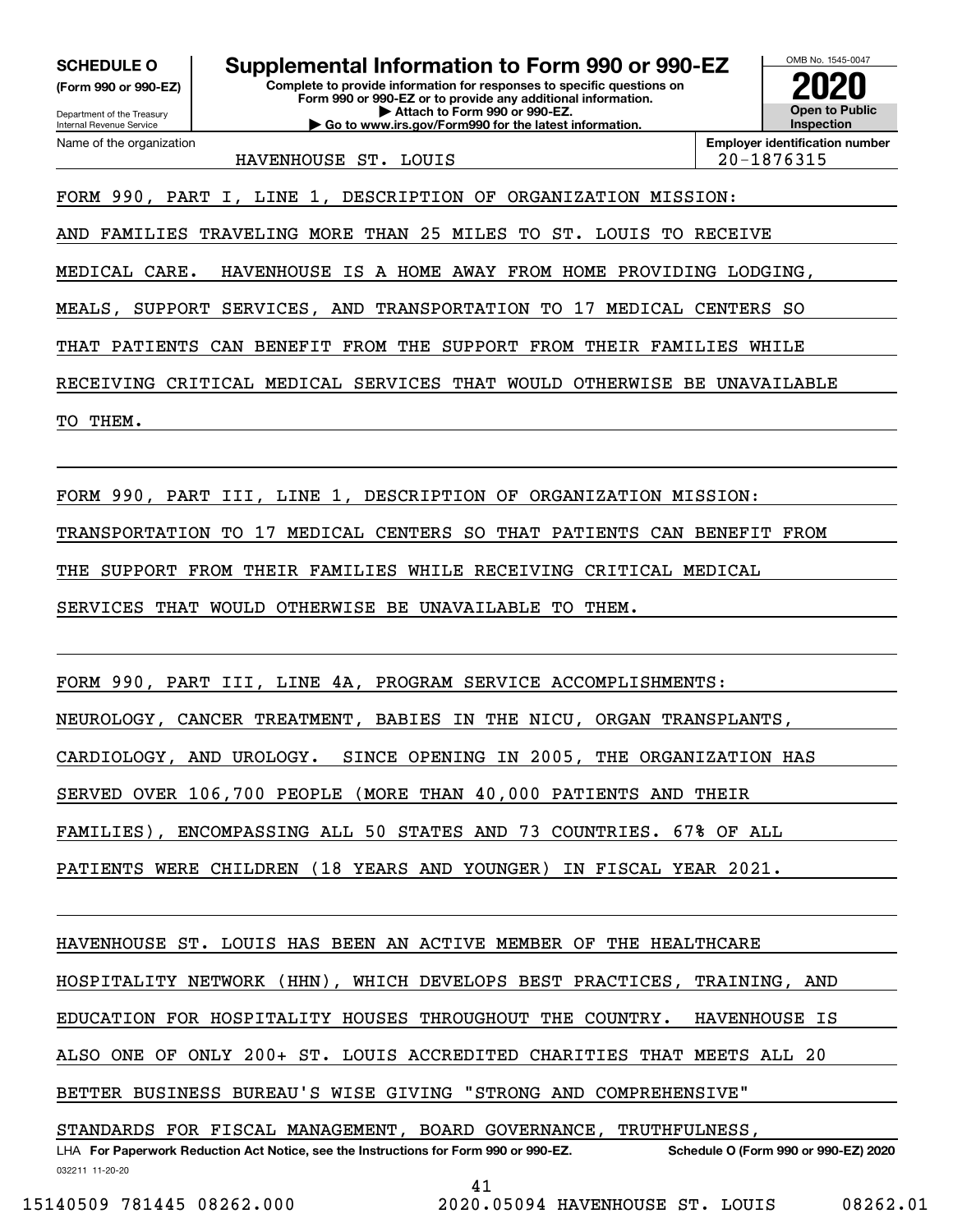**SCHEDULE O**
**(Form 990 or 990-EZ)**

Department of the Treasury
Internal Revenue Service

# Supplemental Information to Form 990 or 990-EZ

**Complete to provide information for responses to specific questions on Form 990 or 990-EZ or to provide any additional information.**
**▶ Attach to Form 990 or 990-EZ.**
**▶ Go to www.irs.gov/Form990 for the latest information.**

OMB No. 1545-0047

**2020**

**Open to Public Inspection**

| Name of the organization | Employer identification number |
|---|---|
| HAVENHOUSE ST. LOUIS | 20-1876315 |

FORM 990, PART I, LINE 1, DESCRIPTION OF ORGANIZATION MISSION:
AND FAMILIES TRAVELING MORE THAN 25 MILES TO ST. LOUIS TO RECEIVE MEDICAL CARE. HAVENHOUSE IS A HOME AWAY FROM HOME PROVIDING LODGING, MEALS, SUPPORT SERVICES, AND TRANSPORTATION TO 17 MEDICAL CENTERS SO THAT PATIENTS CAN BENEFIT FROM THE SUPPORT FROM THEIR FAMILIES WHILE RECEIVING CRITICAL MEDICAL SERVICES THAT WOULD OTHERWISE BE UNAVAILABLE TO THEM.

FORM 990, PART III, LINE 1, DESCRIPTION OF ORGANIZATION MISSION:
TRANSPORTATION TO 17 MEDICAL CENTERS SO THAT PATIENTS CAN BENEFIT FROM THE SUPPORT FROM THEIR FAMILIES WHILE RECEIVING CRITICAL MEDICAL SERVICES THAT WOULD OTHERWISE BE UNAVAILABLE TO THEM.

FORM 990, PART III, LINE 4A, PROGRAM SERVICE ACCOMPLISHMENTS:
NEUROLOGY, CANCER TREATMENT, BABIES IN THE NICU, ORGAN TRANSPLANTS, CARDIOLOGY, AND UROLOGY. SINCE OPENING IN 2005, THE ORGANIZATION HAS SERVED OVER 106,700 PEOPLE (MORE THAN 40,000 PATIENTS AND THEIR FAMILIES), ENCOMPASSING ALL 50 STATES AND 73 COUNTRIES. 67% OF ALL PATIENTS WERE CHILDREN (18 YEARS AND YOUNGER) IN FISCAL YEAR 2021.

HAVENHOUSE ST. LOUIS HAS BEEN AN ACTIVE MEMBER OF THE HEALTHCARE HOSPITALITY NETWORK (HHN), WHICH DEVELOPS BEST PRACTICES, TRAINING, AND EDUCATION FOR HOSPITALITY HOUSES THROUGHOUT THE COUNTRY. HAVENHOUSE IS ALSO ONE OF ONLY 200+ ST. LOUIS ACCREDITED CHARITIES THAT MEETS ALL 20 BETTER BUSINESS BUREAU'S WISE GIVING "STRONG AND COMPREHENSIVE" STANDARDS FOR FISCAL MANAGEMENT, BOARD GOVERNANCE, TRUTHFULNESS,

LHA **For Paperwork Reduction Act Notice, see the Instructions for Form 990 or 990-EZ.** **Schedule O (Form 990 or 990-EZ) 2020**

032211 11-20-20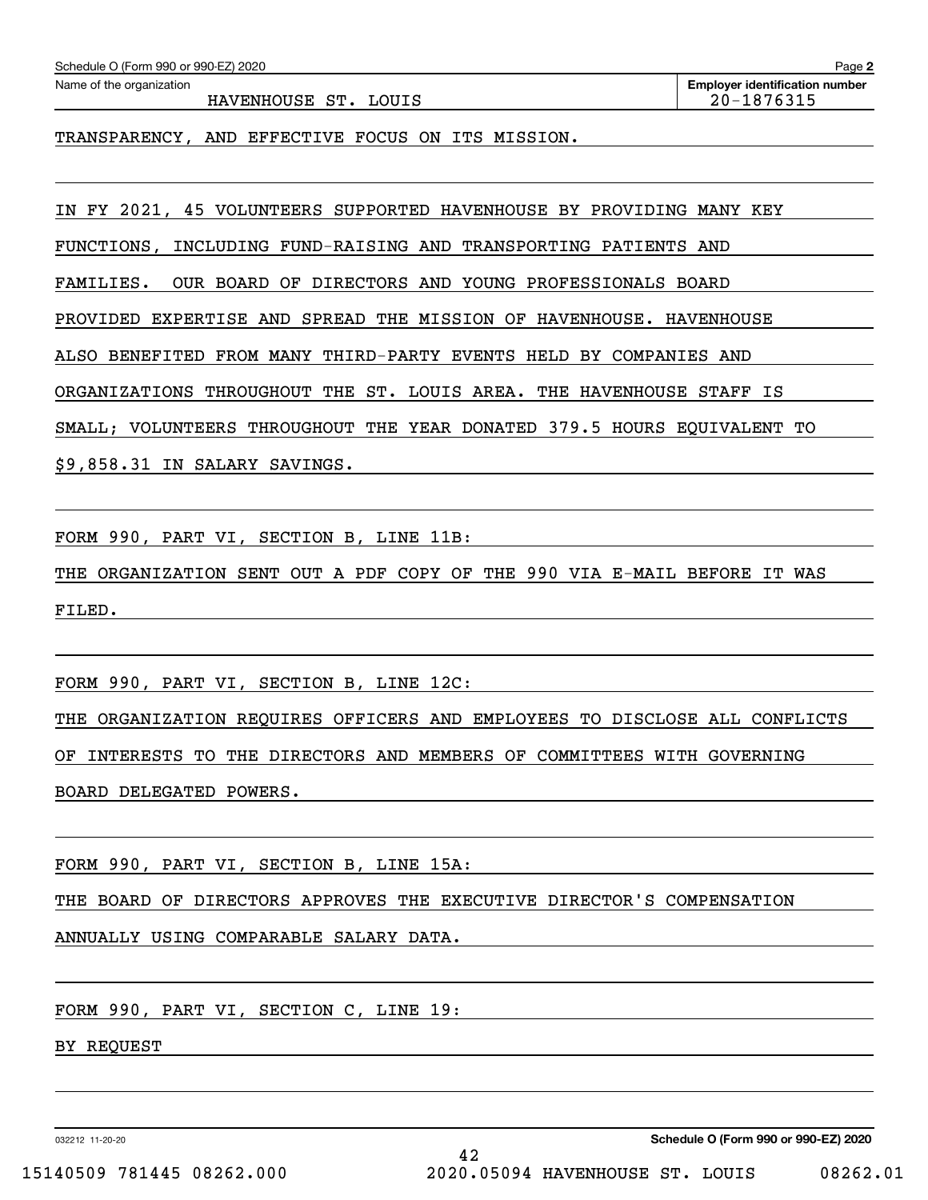Schedule O (Form 990 or 990-EZ) 2020

Name of the organization: HAVENHOUSE ST. LOUIS

Employer identification number: 20-1876315

TRANSPARENCY, AND EFFECTIVE FOCUS ON ITS MISSION.

IN FY 2021, 45 VOLUNTEERS SUPPORTED HAVENHOUSE BY PROVIDING MANY KEY FUNCTIONS, INCLUDING FUND-RAISING AND TRANSPORTING PATIENTS AND FAMILIES. OUR BOARD OF DIRECTORS AND YOUNG PROFESSIONALS BOARD PROVIDED EXPERTISE AND SPREAD THE MISSION OF HAVENHOUSE. HAVENHOUSE ALSO BENEFITED FROM MANY THIRD-PARTY EVENTS HELD BY COMPANIES AND ORGANIZATIONS THROUGHOUT THE ST. LOUIS AREA. THE HAVENHOUSE STAFF IS SMALL; VOLUNTEERS THROUGHOUT THE YEAR DONATED 379.5 HOURS EQUIVALENT TO $9,858.31 IN SALARY SAVINGS.

FORM 990, PART VI, SECTION B, LINE 11B:

THE ORGANIZATION SENT OUT A PDF COPY OF THE 990 VIA E-MAIL BEFORE IT WAS FILED.

FORM 990, PART VI, SECTION B, LINE 12C:

THE ORGANIZATION REQUIRES OFFICERS AND EMPLOYEES TO DISCLOSE ALL CONFLICTS OF INTERESTS TO THE DIRECTORS AND MEMBERS OF COMMITTEES WITH GOVERNING BOARD DELEGATED POWERS.

FORM 990, PART VI, SECTION B, LINE 15A:

THE BOARD OF DIRECTORS APPROVES THE EXECUTIVE DIRECTOR'S COMPENSATION ANNUALLY USING COMPARABLE SALARY DATA.

FORM 990, PART VI, SECTION C, LINE 19:

BY REQUEST

032212 11-20-20

Schedule O (Form 990 or 990-EZ) 2020